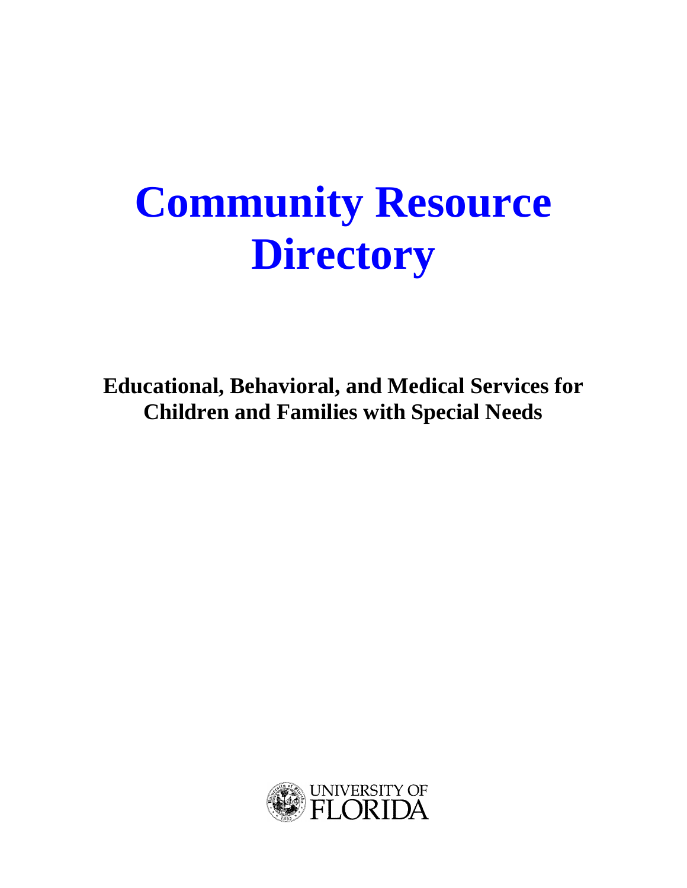# Community Resource Directory

**Educational, Behavioral, and Medical Services for Children and Families with Special Needs**

UNIVERSITY OF FLORIDA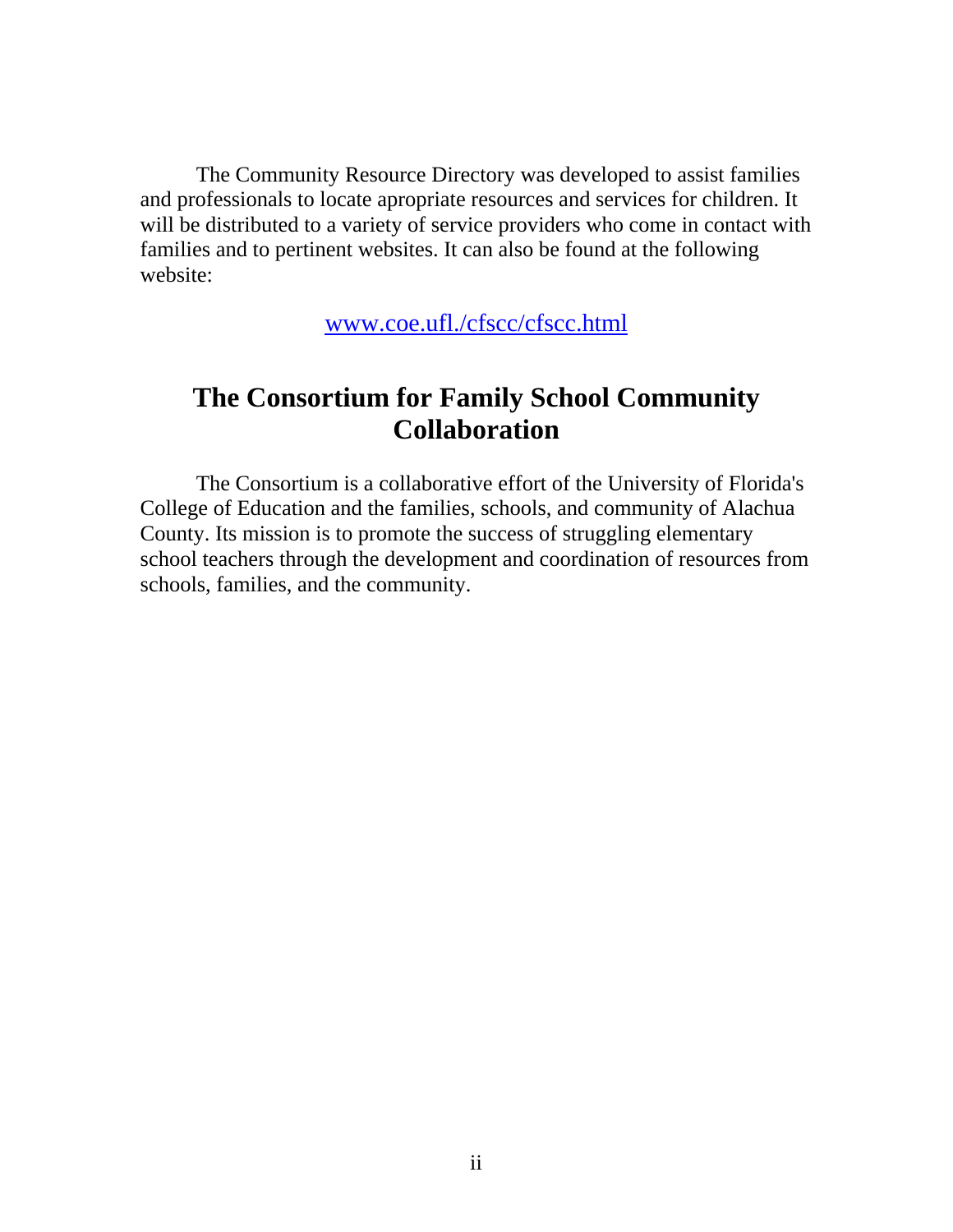The Community Resource Directory was developed to assist families and professionals to locate apropriate resources and services for children. It will be distributed to a variety of service providers who come in contact with families and to pertinent websites. It can also be found at the following website:

www.coe.ufl./cfscc/cfscc.html

## The Consortium for Family School Community Collaboration

The Consortium is a collaborative effort of the University of Florida's College of Education and the families, schools, and community of Alachua County. Its mission is to promote the success of struggling elementary school teachers through the development and coordination of resources from schools, families, and the community.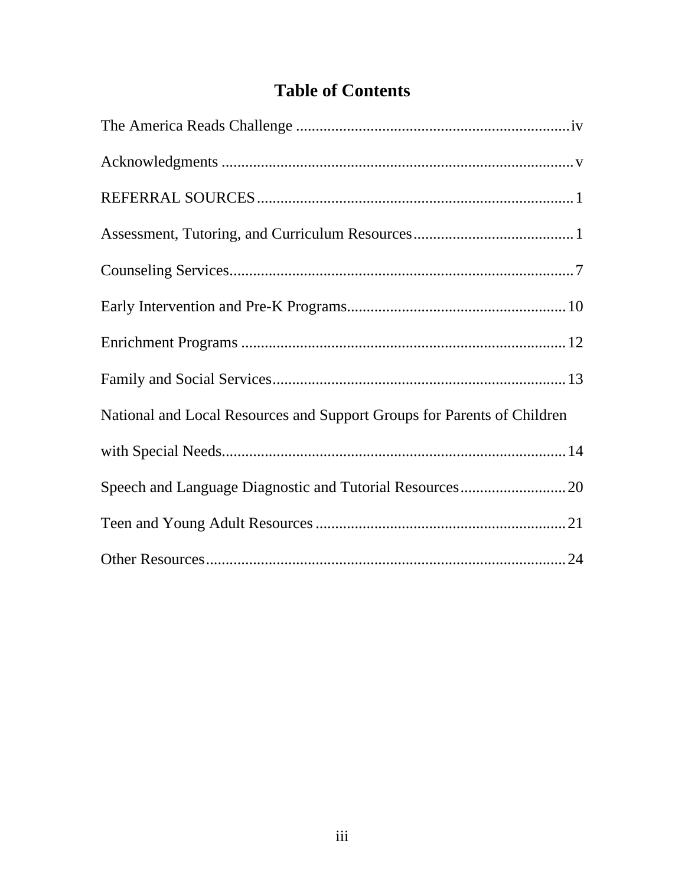# Table of Contents

The America Reads Challenge ....................................................................iv

Acknowledgments .........................................................................................v

REFERRAL SOURCES ................................................................................1

Assessment, Tutoring, and Curriculum Resources.........................................1

Counseling Services.......................................................................................7

Early Intervention and Pre-K Programs........................................................10

Enrichment Programs ..................................................................................12

Family and Social Services...........................................................................13

National and Local Resources and Support Groups for Parents of Children with Special Needs........................................................................................14

Speech and Language Diagnostic and Tutorial Resources...........................20

Teen and Young Adult Resources ................................................................21

Other Resources............................................................................................24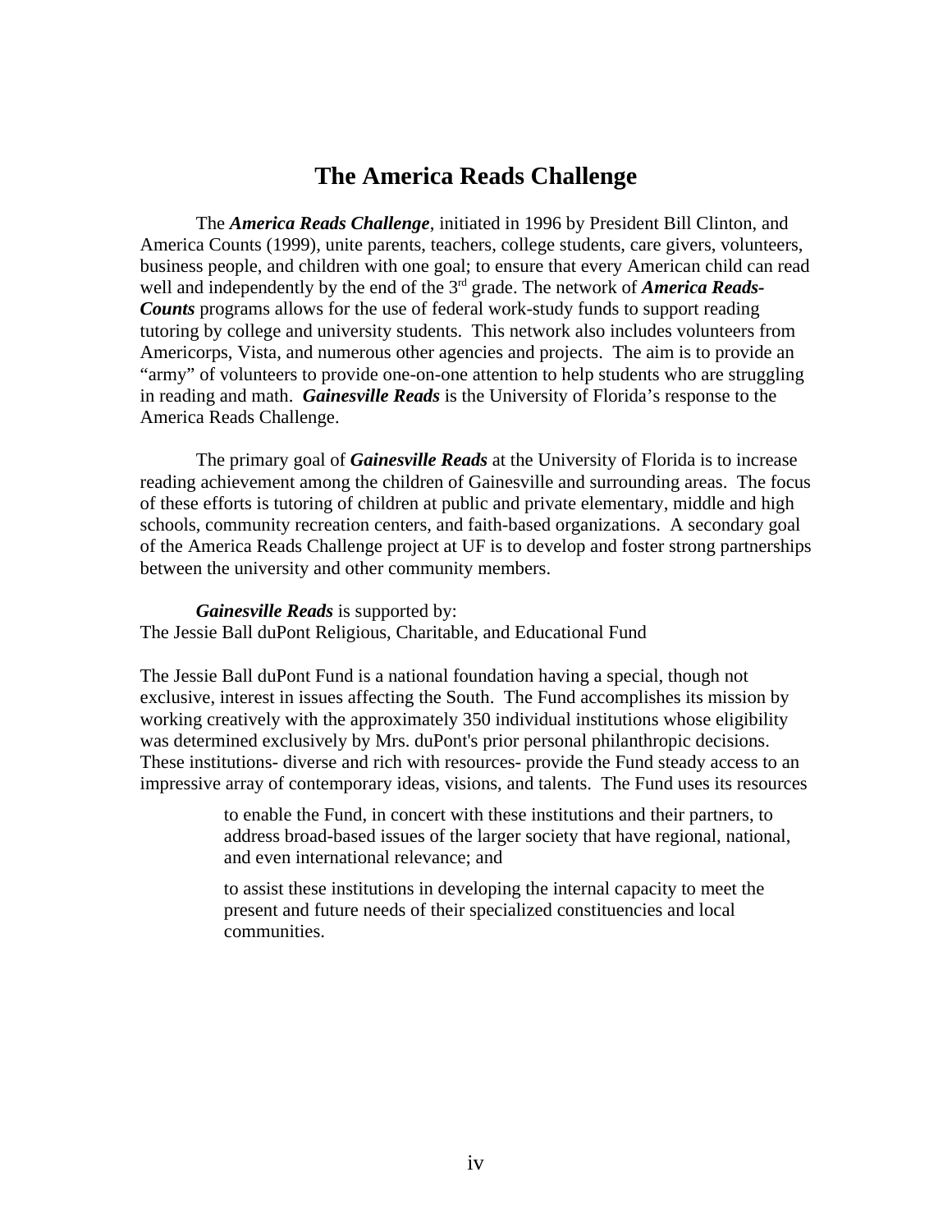# The America Reads Challenge

The ***America Reads Challenge***, initiated in 1996 by President Bill Clinton, and America Counts (1999), unite parents, teachers, college students, care givers, volunteers, business people, and children with one goal; to ensure that every American child can read well and independently by the end of the 3rd grade. The network of ***America Reads-Counts*** programs allows for the use of federal work-study funds to support reading tutoring by college and university students. This network also includes volunteers from Americorps, Vista, and numerous other agencies and projects. The aim is to provide an "army" of volunteers to provide one-on-one attention to help students who are struggling in reading and math. ***Gainesville Reads*** is the University of Florida's response to the America Reads Challenge.

The primary goal of ***Gainesville Reads*** at the University of Florida is to increase reading achievement among the children of Gainesville and surrounding areas. The focus of these efforts is tutoring of children at public and private elementary, middle and high schools, community recreation centers, and faith-based organizations. A secondary goal of the America Reads Challenge project at UF is to develop and foster strong partnerships between the university and other community members.

***Gainesville Reads*** is supported by:
The Jessie Ball duPont Religious, Charitable, and Educational Fund

The Jessie Ball duPont Fund is a national foundation having a special, though not exclusive, interest in issues affecting the South. The Fund accomplishes its mission by working creatively with the approximately 350 individual institutions whose eligibility was determined exclusively by Mrs. duPont's prior personal philanthropic decisions. These institutions- diverse and rich with resources- provide the Fund steady access to an impressive array of contemporary ideas, visions, and talents. The Fund uses its resources

> to enable the Fund, in concert with these institutions and their partners, to address broad-based issues of the larger society that have regional, national, and even international relevance; and
>
> to assist these institutions in developing the internal capacity to meet the present and future needs of their specialized constituencies and local communities.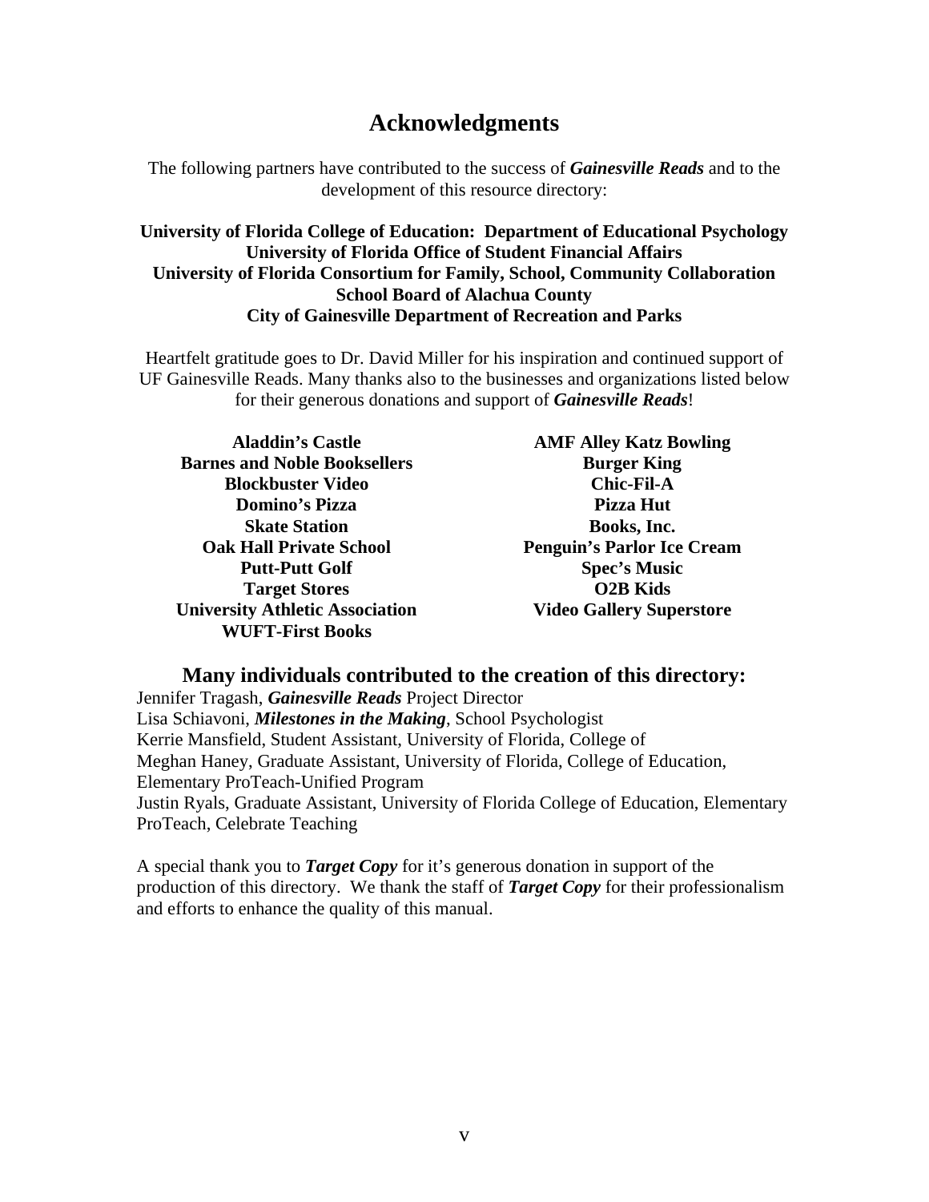# Acknowledgments

The following partners have contributed to the success of ***Gainesville Reads*** and to the development of this resource directory:

**University of Florida College of Education: Department of Educational Psychology**
**University of Florida Office of Student Financial Affairs**
**University of Florida Consortium for Family, School, Community Collaboration**
**School Board of Alachua County**
**City of Gainesville Department of Recreation and Parks**

Heartfelt gratitude goes to Dr. David Miller for his inspiration and continued support of UF Gainesville Reads. Many thanks also to the businesses and organizations listed below for their generous donations and support of ***Gainesville Reads***!

**Aladdin's Castle**
**Barnes and Noble Booksellers**
**Blockbuster Video**
**Domino's Pizza**
**Skate Station**
**Oak Hall Private School**
**Putt-Putt Golf**
**Target Stores**
**University Athletic Association**
**WUFT-First Books**
**AMF Alley Katz Bowling**
**Burger King**
**Chic-Fil-A**
**Pizza Hut**
**Books, Inc.**
**Penguin's Parlor Ice Cream**
**Spec's Music**
**O2B Kids**
**Video Gallery Superstore**

## Many individuals contributed to the creation of this directory:

Jennifer Tragash, ***Gainesville Reads*** Project Director
Lisa Schiavoni, ***Milestones in the Making***, School Psychologist
Kerrie Mansfield, Student Assistant, University of Florida, College of
Meghan Haney, Graduate Assistant, University of Florida, College of Education, Elementary ProTeach-Unified Program
Justin Ryals, Graduate Assistant, University of Florida College of Education, Elementary ProTeach, Celebrate Teaching

A special thank you to ***Target Copy*** for it's generous donation in support of the production of this directory. We thank the staff of ***Target Copy*** for their professionalism and efforts to enhance the quality of this manual.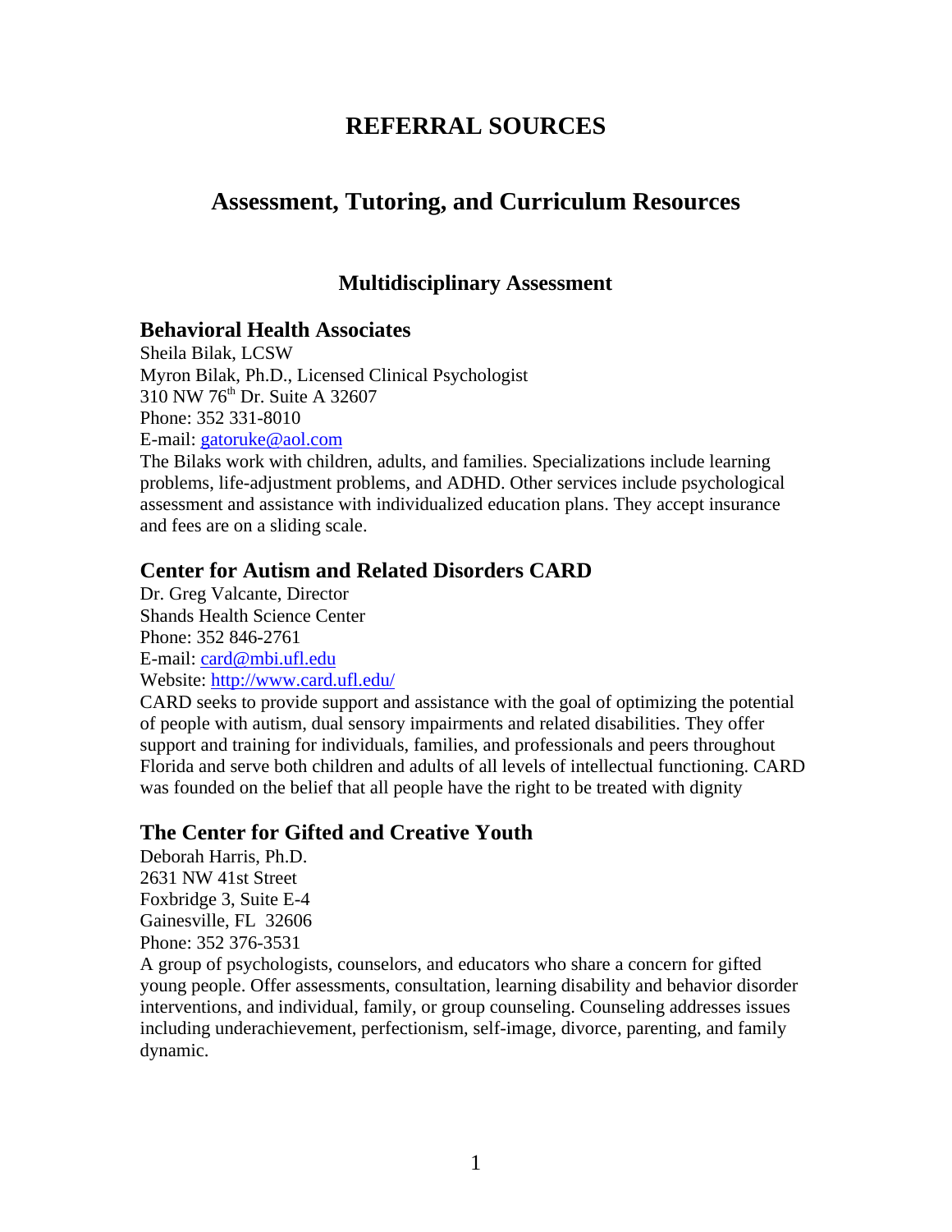# REFERRAL SOURCES

## Assessment, Tutoring, and Curriculum Resources

### Multidisciplinary Assessment

#### Behavioral Health Associates

Sheila Bilak, LCSW
Myron Bilak, Ph.D., Licensed Clinical Psychologist
310 NW 76th Dr. Suite A 32607
Phone: 352 331-8010
E-mail: gatoruke@aol.com
The Bilaks work with children, adults, and families. Specializations include learning problems, life-adjustment problems, and ADHD. Other services include psychological assessment and assistance with individualized education plans. They accept insurance and fees are on a sliding scale.

#### Center for Autism and Related Disorders CARD

Dr. Greg Valcante, Director
Shands Health Science Center
Phone: 352 846-2761
E-mail: card@mbi.ufl.edu
Website: http://www.card.ufl.edu/
CARD seeks to provide support and assistance with the goal of optimizing the potential of people with autism, dual sensory impairments and related disabilities. They offer support and training for individuals, families, and professionals and peers throughout Florida and serve both children and adults of all levels of intellectual functioning. CARD was founded on the belief that all people have the right to be treated with dignity

#### The Center for Gifted and Creative Youth

Deborah Harris, Ph.D.
2631 NW 41st Street
Foxbridge 3, Suite E-4
Gainesville, FL 32606
Phone: 352 376-3531
A group of psychologists, counselors, and educators who share a concern for gifted young people. Offer assessments, consultation, learning disability and behavior disorder interventions, and individual, family, or group counseling. Counseling addresses issues including underachievement, perfectionism, self-image, divorce, parenting, and family dynamic.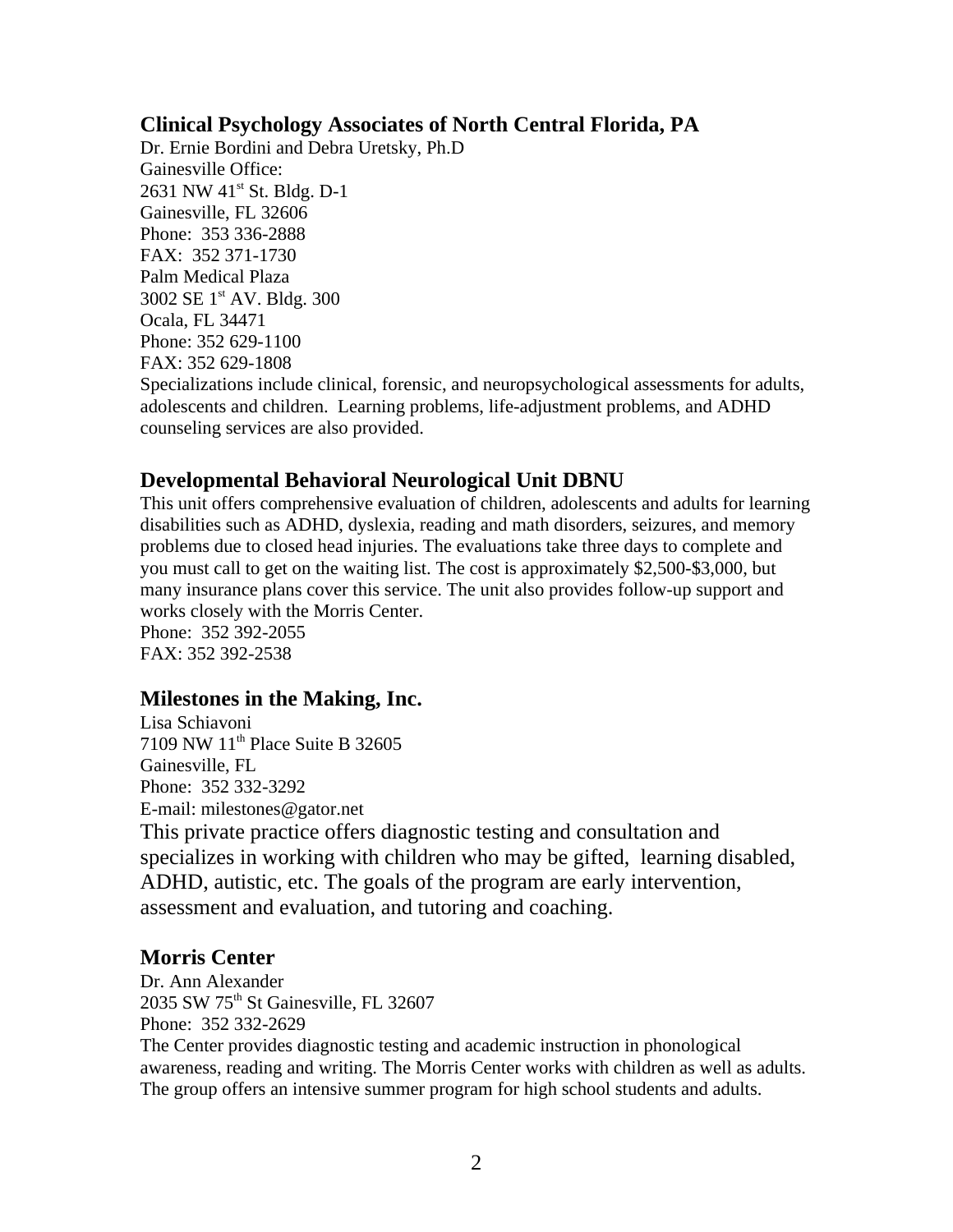## Clinical Psychology Associates of North Central Florida, PA

Dr. Ernie Bordini and Debra Uretsky, Ph.D
Gainesville Office:
2631 NW 41st St. Bldg. D-1
Gainesville, FL 32606
Phone: 353 336-2888
FAX: 352 371-1730
Palm Medical Plaza
3002 SE 1st AV. Bldg. 300
Ocala, FL 34471
Phone: 352 629-1100
FAX: 352 629-1808
Specializations include clinical, forensic, and neuropsychological assessments for adults, adolescents and children. Learning problems, life-adjustment problems, and ADHD counseling services are also provided.

## Developmental Behavioral Neurological Unit DBNU

This unit offers comprehensive evaluation of children, adolescents and adults for learning disabilities such as ADHD, dyslexia, reading and math disorders, seizures, and memory problems due to closed head injuries. The evaluations take three days to complete and you must call to get on the waiting list. The cost is approximately $2,500-$3,000, but many insurance plans cover this service. The unit also provides follow-up support and works closely with the Morris Center.
Phone: 352 392-2055
FAX: 352 392-2538

## Milestones in the Making, Inc.

Lisa Schiavoni
7109 NW 11th Place Suite B 32605
Gainesville, FL
Phone: 352 332-3292
E-mail: milestones@gator.net
This private practice offers diagnostic testing and consultation and specializes in working with children who may be gifted, learning disabled, ADHD, autistic, etc. The goals of the program are early intervention, assessment and evaluation, and tutoring and coaching.

## Morris Center

Dr. Ann Alexander
2035 SW 75th St Gainesville, FL 32607
Phone: 352 332-2629
The Center provides diagnostic testing and academic instruction in phonological awareness, reading and writing. The Morris Center works with children as well as adults. The group offers an intensive summer program for high school students and adults.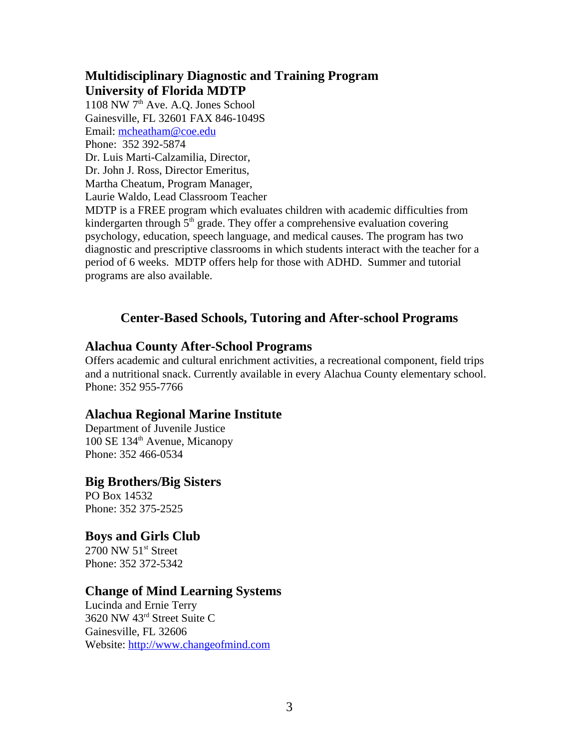### Multidisciplinary Diagnostic and Training Program
### University of Florida MDTP

1108 NW 7th Ave. A.Q. Jones School
Gainesville, FL 32601 FAX 846-1049S
Email: mcheatham@coe.edu
Phone: 352 392-5874
Dr. Luis Marti-Calzamilia, Director,
Dr. John J. Ross, Director Emeritus,
Martha Cheatum, Program Manager,
Laurie Waldo, Lead Classroom Teacher
MDTP is a FREE program which evaluates children with academic difficulties from kindergarten through 5th grade. They offer a comprehensive evaluation covering psychology, education, speech language, and medical causes. The program has two diagnostic and prescriptive classrooms in which students interact with the teacher for a period of 6 weeks. MDTP offers help for those with ADHD. Summer and tutorial programs are also available.

## Center-Based Schools, Tutoring and After-school Programs

### Alachua County After-School Programs

Offers academic and cultural enrichment activities, a recreational component, field trips and a nutritional snack. Currently available in every Alachua County elementary school.
Phone: 352 955-7766

### Alachua Regional Marine Institute

Department of Juvenile Justice
100 SE 134th Avenue, Micanopy
Phone: 352 466-0534

### Big Brothers/Big Sisters

PO Box 14532
Phone: 352 375-2525

### Boys and Girls Club

2700 NW 51st Street
Phone: 352 372-5342

### Change of Mind Learning Systems

Lucinda and Ernie Terry
3620 NW 43rd Street Suite C
Gainesville, FL 32606
Website: http://www.changeofmind.com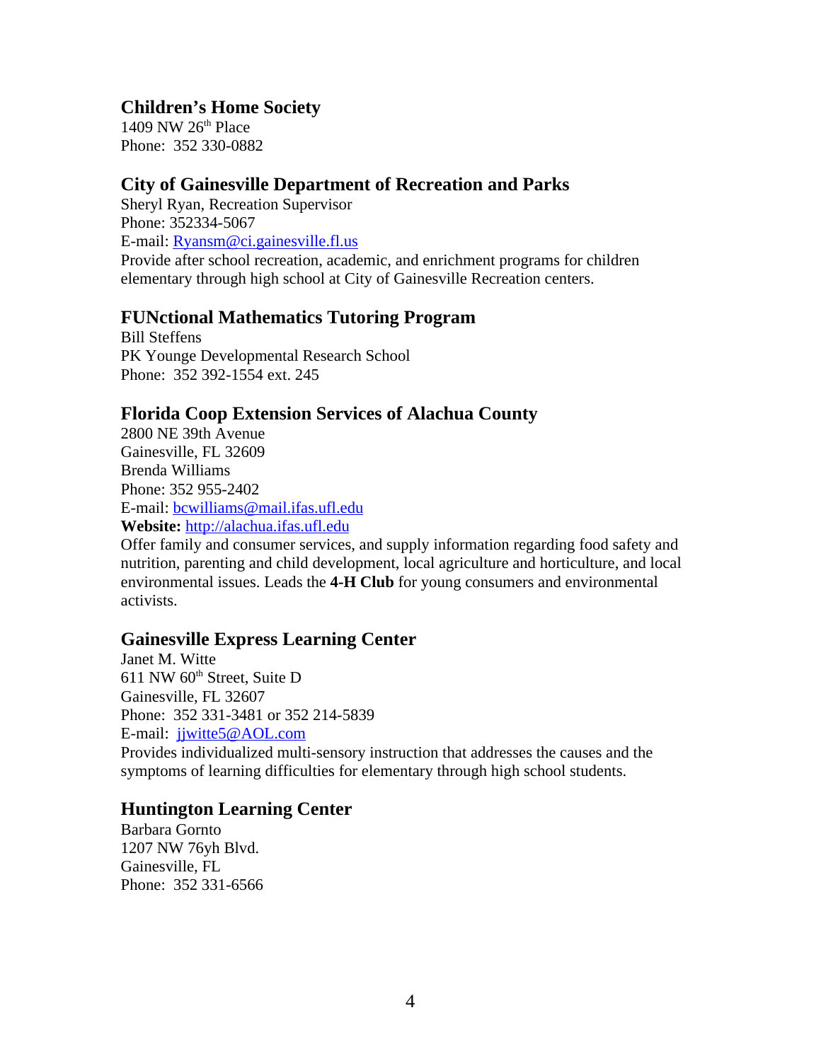### Children's Home Society

1409 NW 26th Place
Phone: 352 330-0882

### City of Gainesville Department of Recreation and Parks

Sheryl Ryan, Recreation Supervisor
Phone: 352334-5067
E-mail: Ryansm@ci.gainesville.fl.us
Provide after school recreation, academic, and enrichment programs for children elementary through high school at City of Gainesville Recreation centers.

### FUNctional Mathematics Tutoring Program

Bill Steffens
PK Younge Developmental Research School
Phone: 352 392-1554 ext. 245

### Florida Coop Extension Services of Alachua County

2800 NE 39th Avenue
Gainesville, FL 32609
Brenda Williams
Phone: 352 955-2402
E-mail: bcwilliams@mail.ifas.ufl.edu
**Website:** http://alachua.ifas.ufl.edu
Offer family and consumer services, and supply information regarding food safety and nutrition, parenting and child development, local agriculture and horticulture, and local environmental issues. Leads the **4-H Club** for young consumers and environmental activists.

### Gainesville Express Learning Center

Janet M. Witte
611 NW 60th Street, Suite D
Gainesville, FL 32607
Phone: 352 331-3481 or 352 214-5839
E-mail: jjwitte5@AOL.com
Provides individualized multi-sensory instruction that addresses the causes and the symptoms of learning difficulties for elementary through high school students.

### Huntington Learning Center

Barbara Gornto
1207 NW 76yh Blvd.
Gainesville, FL
Phone: 352 331-6566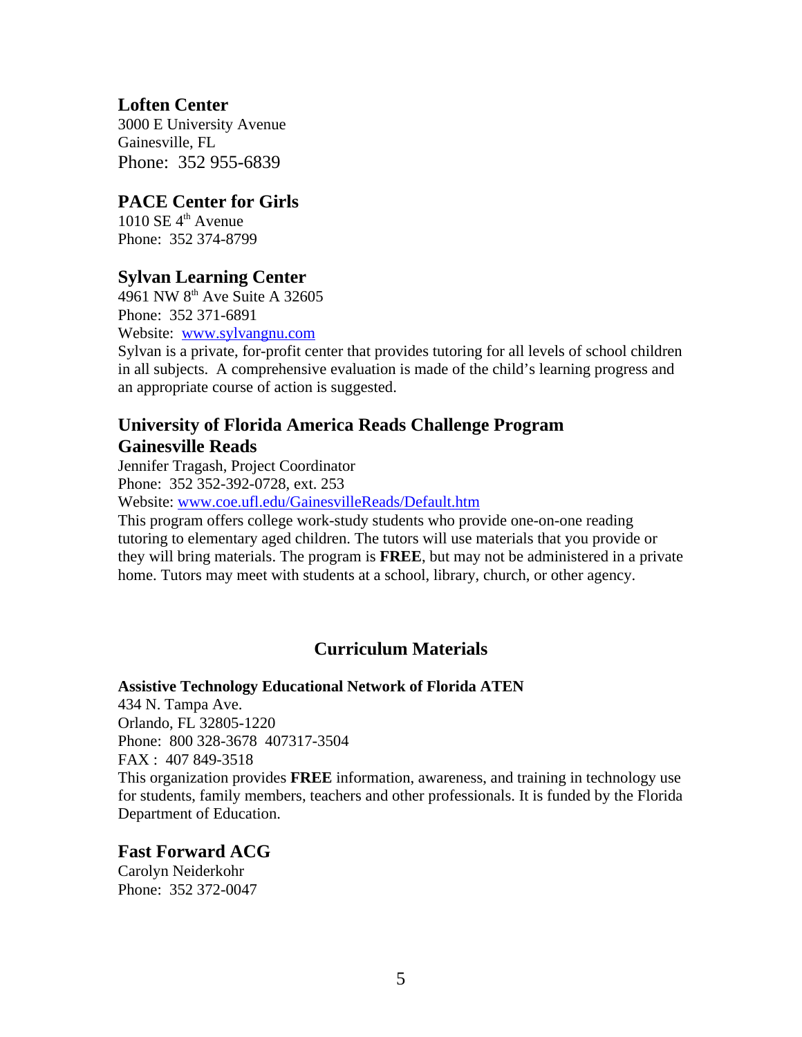### Loften Center

3000 E University Avenue
Gainesville, FL
Phone: 352 955-6839

### PACE Center for Girls

1010 SE 4th Avenue
Phone: 352 374-8799

### Sylvan Learning Center

4961 NW 8th Ave Suite A 32605
Phone: 352 371-6891
Website: www.sylvangnu.com
Sylvan is a private, for-profit center that provides tutoring for all levels of school children in all subjects. A comprehensive evaluation is made of the child's learning progress and an appropriate course of action is suggested.

### University of Florida America Reads Challenge Program Gainesville Reads

Jennifer Tragash, Project Coordinator
Phone: 352 352-392-0728, ext. 253
Website: www.coe.ufl.edu/GainesvilleReads/Default.htm
This program offers college work-study students who provide one-on-one reading tutoring to elementary aged children. The tutors will use materials that you provide or they will bring materials. The program is **FREE**, but may not be administered in a private home. Tutors may meet with students at a school, library, church, or other agency.

## Curriculum Materials

**Assistive Technology Educational Network of Florida ATEN**
434 N. Tampa Ave.
Orlando, FL 32805-1220
Phone: 800 328-3678 407317-3504
FAX : 407 849-3518
This organization provides **FREE** information, awareness, and training in technology use for students, family members, teachers and other professionals. It is funded by the Florida Department of Education.

### Fast Forward ACG

Carolyn Neiderkohr
Phone: 352 372-0047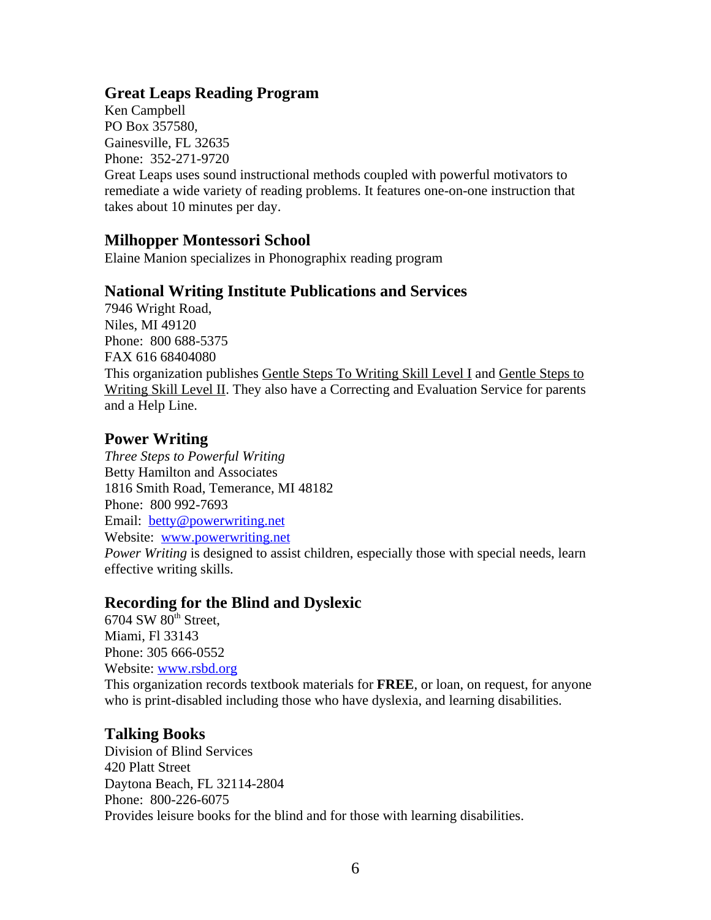### Great Leaps Reading Program

Ken Campbell
PO Box 357580,
Gainesville, FL 32635
Phone: 352-271-9720
Great Leaps uses sound instructional methods coupled with powerful motivators to remediate a wide variety of reading problems. It features one-on-one instruction that takes about 10 minutes per day.

### Milhopper Montessori School

Elaine Manion specializes in Phonographix reading program

### National Writing Institute Publications and Services

7946 Wright Road,
Niles, MI 49120
Phone: 800 688-5375
FAX 616 68404080
This organization publishes Gentle Steps To Writing Skill Level I and Gentle Steps to Writing Skill Level II. They also have a Correcting and Evaluation Service for parents and a Help Line.

### Power Writing

*Three Steps to Powerful Writing*
Betty Hamilton and Associates
1816 Smith Road, Temerance, MI 48182
Phone: 800 992-7693
Email: betty@powerwriting.net
Website: www.powerwriting.net
*Power Writing* is designed to assist children, especially those with special needs, learn effective writing skills.

### Recording for the Blind and Dyslexic

6704 SW 80th Street,
Miami, Fl 33143
Phone: 305 666-0552
Website: www.rsbd.org
This organization records textbook materials for **FREE**, or loan, on request, for anyone who is print-disabled including those who have dyslexia, and learning disabilities.

### Talking Books

Division of Blind Services
420 Platt Street
Daytona Beach, FL 32114-2804
Phone: 800-226-6075
Provides leisure books for the blind and for those with learning disabilities.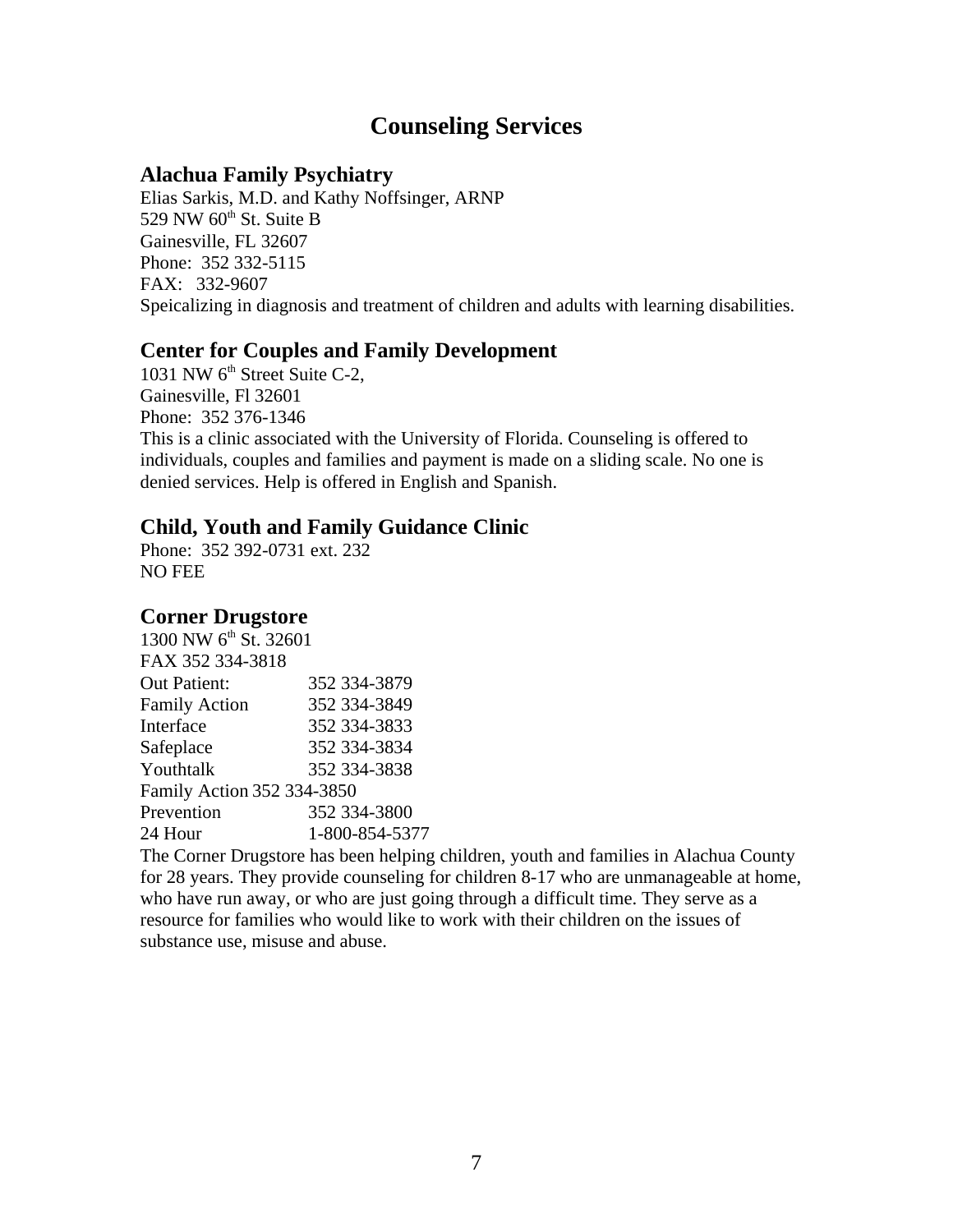# Counseling Services

## Alachua Family Psychiatry

Elias Sarkis, M.D. and Kathy Noffsinger, ARNP
529 NW 60th St. Suite B
Gainesville, FL 32607
Phone: 352 332-5115
FAX: 332-9607
Speicalizing in diagnosis and treatment of children and adults with learning disabilities.

## Center for Couples and Family Development

1031 NW 6th Street Suite C-2,
Gainesville, Fl 32601
Phone: 352 376-1346
This is a clinic associated with the University of Florida. Counseling is offered to individuals, couples and families and payment is made on a sliding scale. No one is denied services. Help is offered in English and Spanish.

## Child, Youth and Family Guidance Clinic

Phone: 352 392-0731 ext. 232
NO FEE

## Corner Drugstore

1300 NW 6th St. 32601
FAX 352 334-3818

| | |
|---|---|
| Out Patient: | 352 334-3879 |
| Family Action | 352 334-3849 |
| Interface | 352 334-3833 |
| Safeplace | 352 334-3834 |
| Youthtalk | 352 334-3838 |
| Family Action | 352 334-3850 |
| Prevention | 352 334-3800 |
| 24 Hour | 1-800-854-5377 |

The Corner Drugstore has been helping children, youth and families in Alachua County for 28 years. They provide counseling for children 8-17 who are unmanageable at home, who have run away, or who are just going through a difficult time. They serve as a resource for families who would like to work with their children on the issues of substance use, misuse and abuse.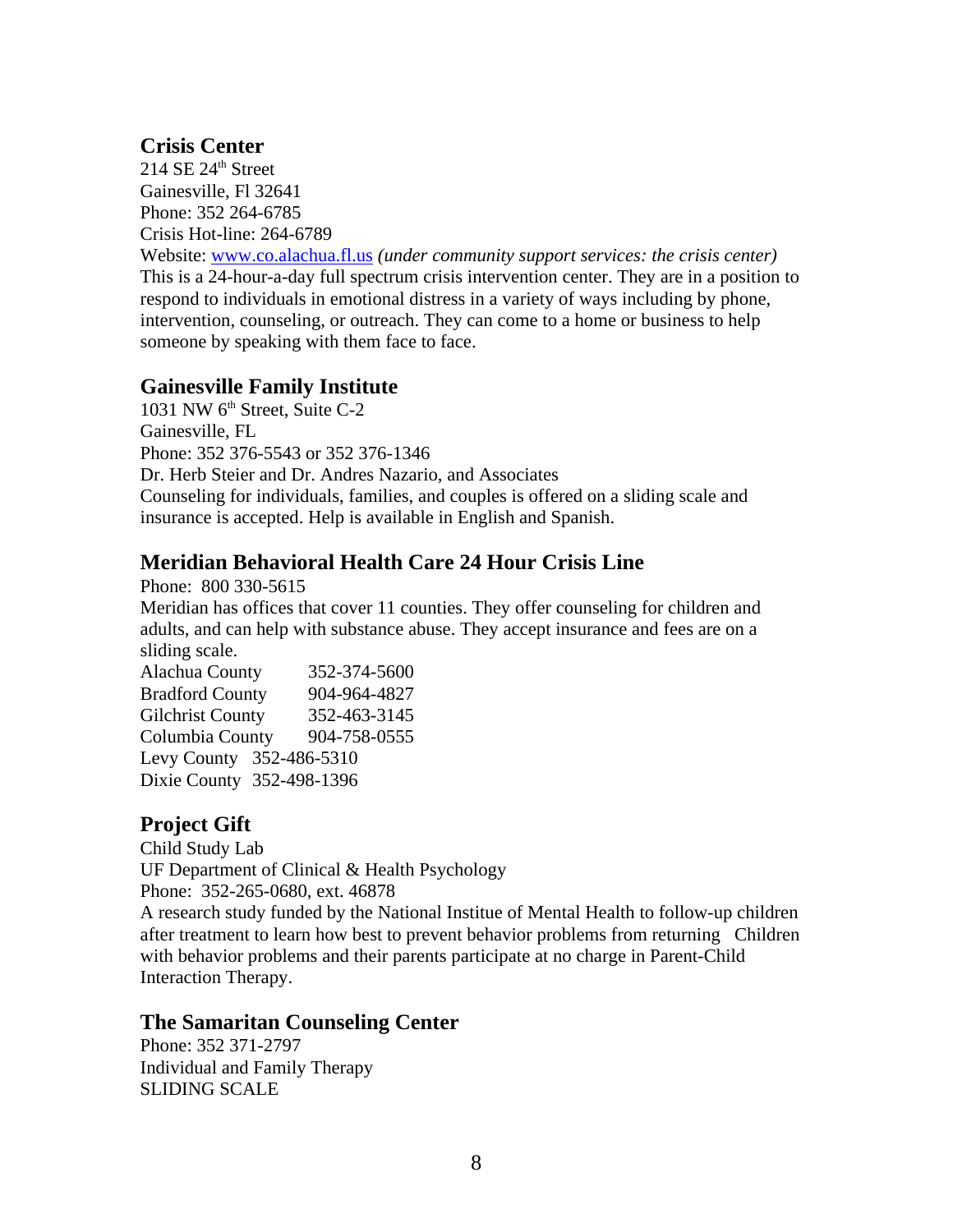## Crisis Center

214 SE 24th Street
Gainesville, Fl 32641
Phone: 352 264-6785
Crisis Hot-line: 264-6789
Website: www.co.alachua.fl.us *(under community support services: the crisis center)*
This is a 24-hour-a-day full spectrum crisis intervention center. They are in a position to respond to individuals in emotional distress in a variety of ways including by phone, intervention, counseling, or outreach. They can come to a home or business to help someone by speaking with them face to face.

## Gainesville Family Institute

1031 NW 6th Street, Suite C-2
Gainesville, FL
Phone: 352 376-5543 or 352 376-1346
Dr. Herb Steier and Dr. Andres Nazario, and Associates
Counseling for individuals, families, and couples is offered on a sliding scale and insurance is accepted. Help is available in English and Spanish.

## Meridian Behavioral Health Care 24 Hour Crisis Line

Phone: 800 330-5615
Meridian has offices that cover 11 counties. They offer counseling for children and adults, and can help with substance abuse. They accept insurance and fees are on a sliding scale.

Alachua County 352-374-5600
Bradford County 904-964-4827
Gilchrist County 352-463-3145
Columbia County 904-758-0555
Levy County 352-486-5310
Dixie County 352-498-1396

## Project Gift

Child Study Lab
UF Department of Clinical & Health Psychology
Phone: 352-265-0680, ext. 46878
A research study funded by the National Institue of Mental Health to follow-up children after treatment to learn how best to prevent behavior problems from returning Children with behavior problems and their parents participate at no charge in Parent-Child Interaction Therapy.

## The Samaritan Counseling Center

Phone: 352 371-2797
Individual and Family Therapy
SLIDING SCALE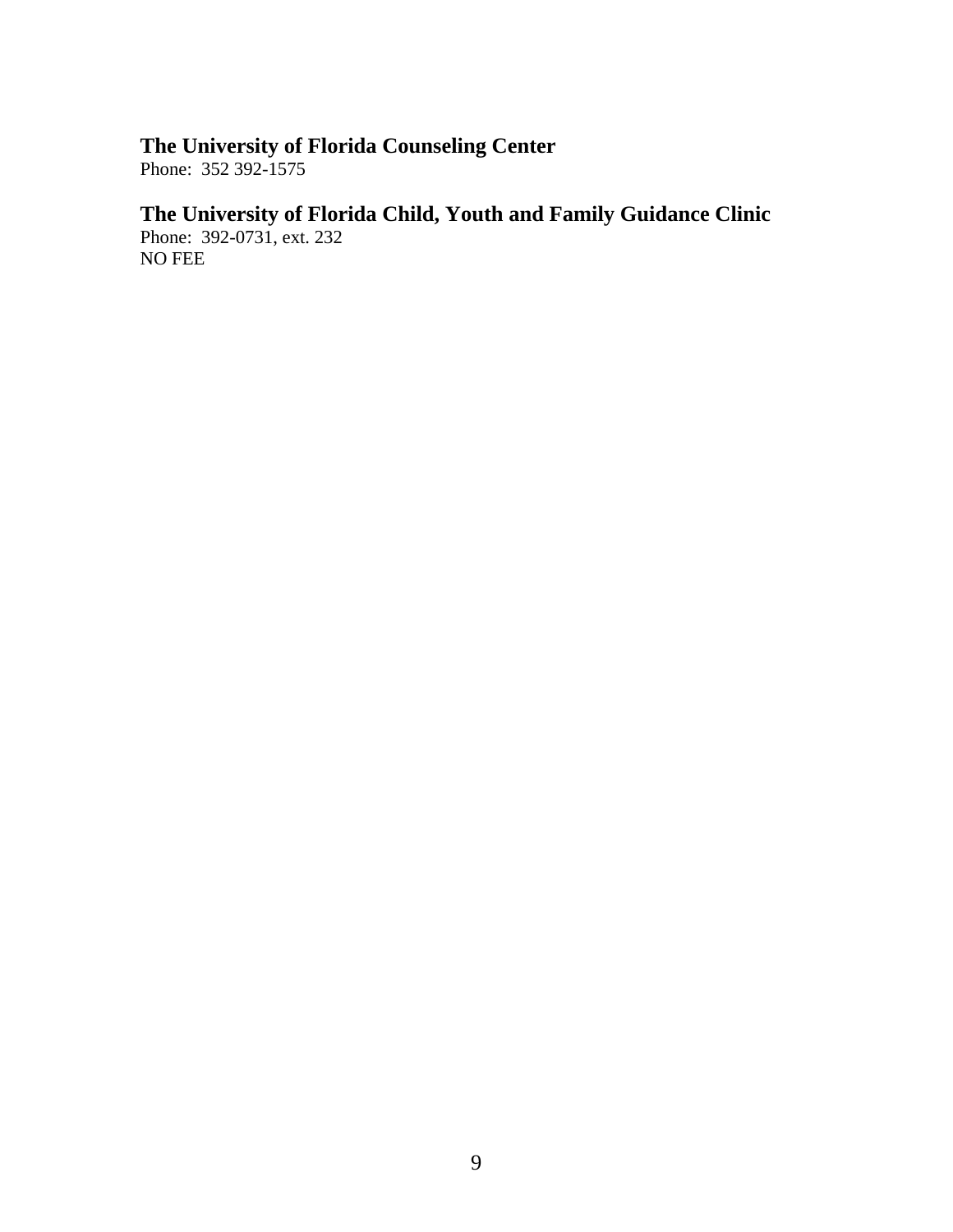**The University of Florida Counseling Center**
Phone:  352 392-1575

**The University of Florida Child, Youth and Family Guidance Clinic**
Phone:  392-0731, ext. 232
NO FEE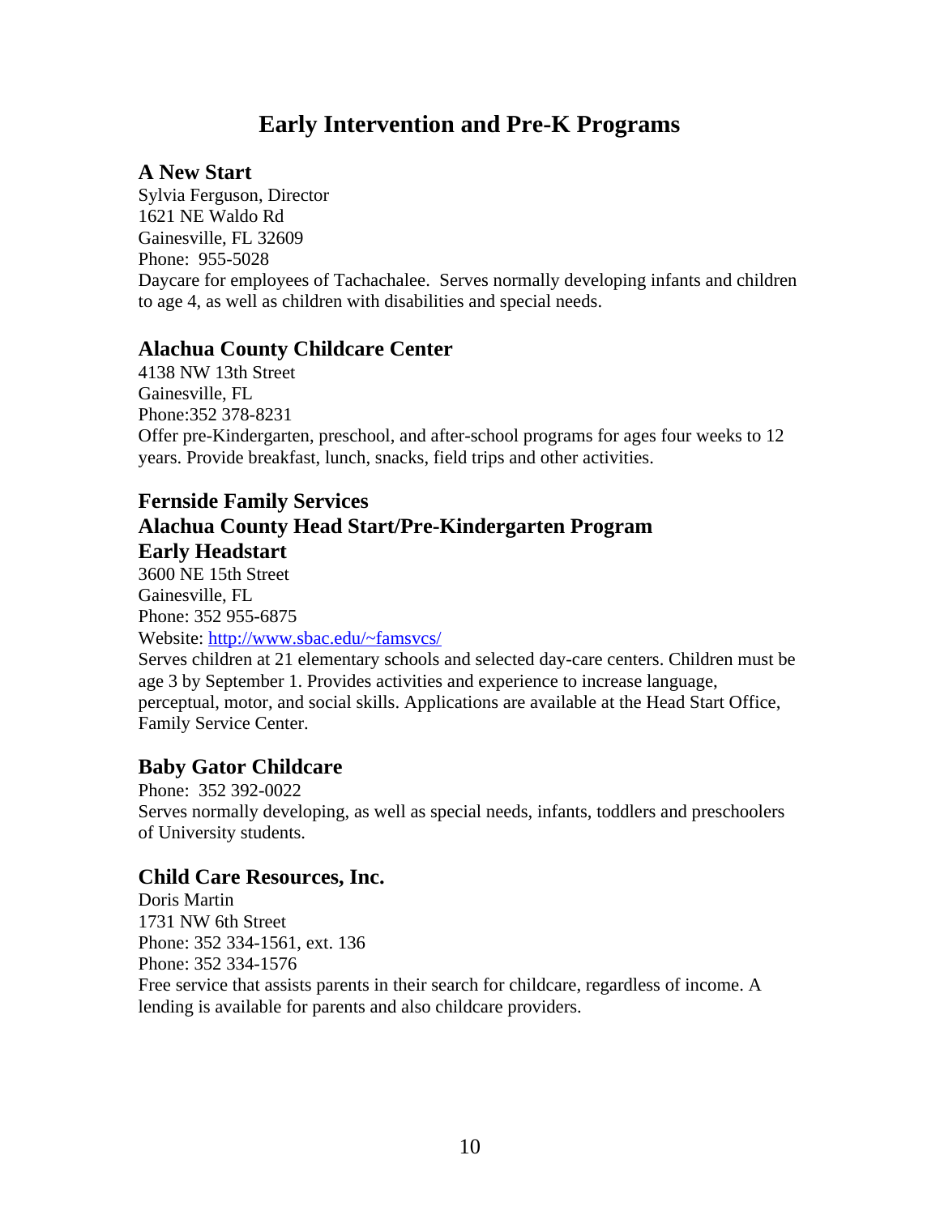# Early Intervention and Pre-K Programs

## A New Start

Sylvia Ferguson, Director
1621 NE Waldo Rd
Gainesville, FL 32609
Phone: 955-5028
Daycare for employees of Tachachalee. Serves normally developing infants and children to age 4, as well as children with disabilities and special needs.

## Alachua County Childcare Center

4138 NW 13th Street
Gainesville, FL
Phone:352 378-8231
Offer pre-Kindergarten, preschool, and after-school programs for ages four weeks to 12 years. Provide breakfast, lunch, snacks, field trips and other activities.

## Fernside Family Services
## Alachua County Head Start/Pre-Kindergarten Program
## Early Headstart

3600 NE 15th Street
Gainesville, FL
Phone: 352 955-6875
Website: http://www.sbac.edu/~famsvcs/
Serves children at 21 elementary schools and selected day-care centers. Children must be age 3 by September 1. Provides activities and experience to increase language, perceptual, motor, and social skills. Applications are available at the Head Start Office, Family Service Center.

## Baby Gator Childcare

Phone: 352 392-0022
Serves normally developing, as well as special needs, infants, toddlers and preschoolers of University students.

## Child Care Resources, Inc.

Doris Martin
1731 NW 6th Street
Phone: 352 334-1561, ext. 136
Phone: 352 334-1576
Free service that assists parents in their search for childcare, regardless of income. A lending is available for parents and also childcare providers.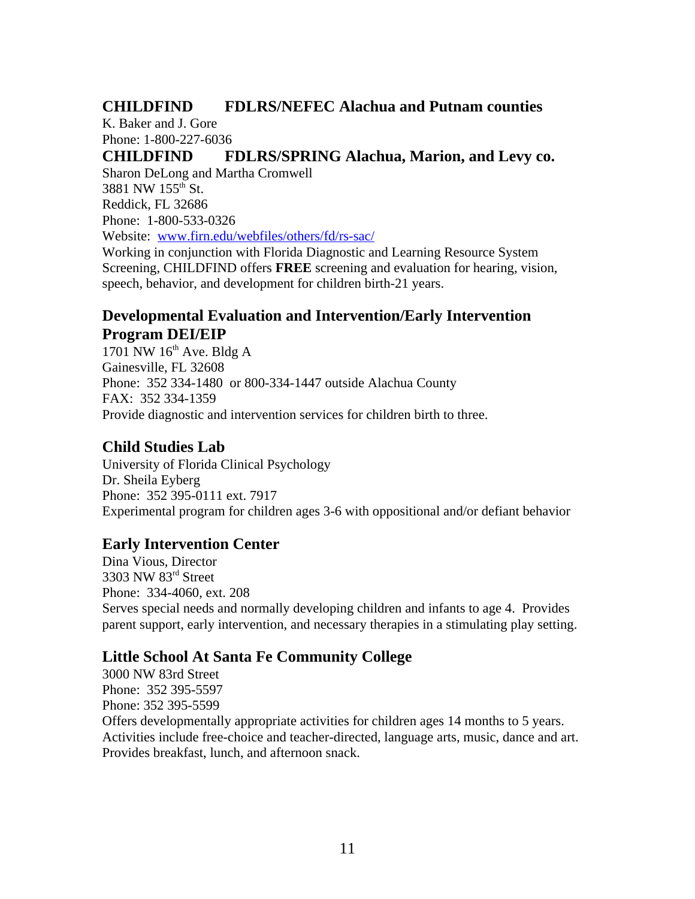## CHILDFIND FDLRS/NEFEC Alachua and Putnam counties

K. Baker and J. Gore
Phone: 1-800-227-6036

## CHILDFIND FDLRS/SPRING Alachua, Marion, and Levy co.

Sharon DeLong and Martha Cromwell
3881 NW 155th St.
Reddick, FL 32686
Phone: 1-800-533-0326
Website: [www.firn.edu/webfiles/others/fd/rs-sac/](http://www.firn.edu/webfiles/others/fd/rs-sac/)
Working in conjunction with Florida Diagnostic and Learning Resource System Screening, CHILDFIND offers **FREE** screening and evaluation for hearing, vision, speech, behavior, and development for children birth-21 years.

## Developmental Evaluation and Intervention/Early Intervention Program DEI/EIP

1701 NW 16th Ave. Bldg A
Gainesville, FL 32608
Phone: 352 334-1480 or 800-334-1447 outside Alachua County
FAX: 352 334-1359
Provide diagnostic and intervention services for children birth to three.

## Child Studies Lab

University of Florida Clinical Psychology
Dr. Sheila Eyberg
Phone: 352 395-0111 ext. 7917
Experimental program for children ages 3-6 with oppositional and/or defiant behavior

## Early Intervention Center

Dina Vious, Director
3303 NW 83rd Street
Phone: 334-4060, ext. 208
Serves special needs and normally developing children and infants to age 4. Provides parent support, early intervention, and necessary therapies in a stimulating play setting.

## Little School At Santa Fe Community College

3000 NW 83rd Street
Phone: 352 395-5597
Phone: 352 395-5599
Offers developmentally appropriate activities for children ages 14 months to 5 years. Activities include free-choice and teacher-directed, language arts, music, dance and art. Provides breakfast, lunch, and afternoon snack.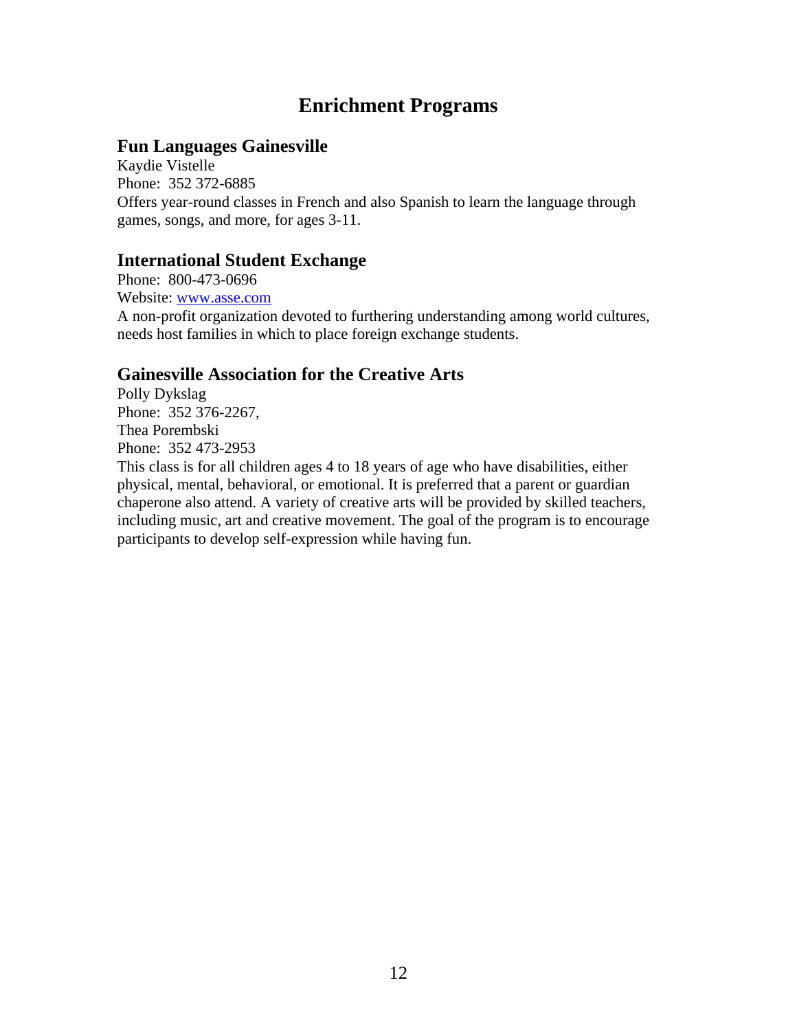# Enrichment Programs

## Fun Languages Gainesville

Kaydie Vistelle
Phone: 352 372-6885
Offers year-round classes in French and also Spanish to learn the language through games, songs, and more, for ages 3-11.

## International Student Exchange

Phone: 800-473-0696
Website: www.asse.com
A non-profit organization devoted to furthering understanding among world cultures, needs host families in which to place foreign exchange students.

## Gainesville Association for the Creative Arts

Polly Dykslag
Phone: 352 376-2267,
Thea Porembski
Phone: 352 473-2953
This class is for all children ages 4 to 18 years of age who have disabilities, either physical, mental, behavioral, or emotional. It is preferred that a parent or guardian chaperone also attend. A variety of creative arts will be provided by skilled teachers, including music, art and creative movement. The goal of the program is to encourage participants to develop self-expression while having fun.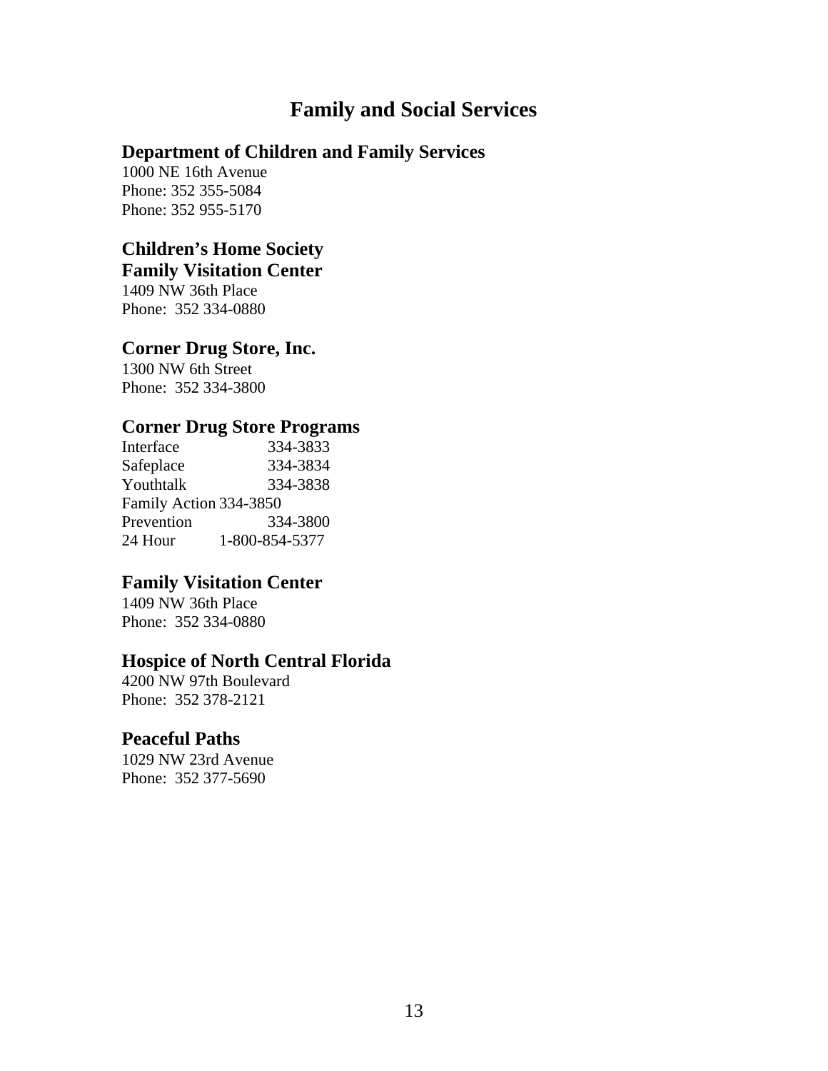# Family and Social Services

## Department of Children and Family Services

1000 NE 16th Avenue
Phone: 352 355-5084
Phone: 352 955-5170

## Children's Home Society Family Visitation Center

1409 NW 36th Place
Phone: 352 334-0880

## Corner Drug Store, Inc.

1300 NW 6th Street
Phone: 352 334-3800

## Corner Drug Store Programs

| | |
|---|---|
| Interface | 334-3833 |
| Safeplace | 334-3834 |
| Youthtalk | 334-3838 |
| Family Action | 334-3850 |
| Prevention | 334-3800 |
| 24 Hour | 1-800-854-5377 |

## Family Visitation Center

1409 NW 36th Place
Phone: 352 334-0880

## Hospice of North Central Florida

4200 NW 97th Boulevard
Phone: 352 378-2121

## Peaceful Paths

1029 NW 23rd Avenue
Phone: 352 377-5690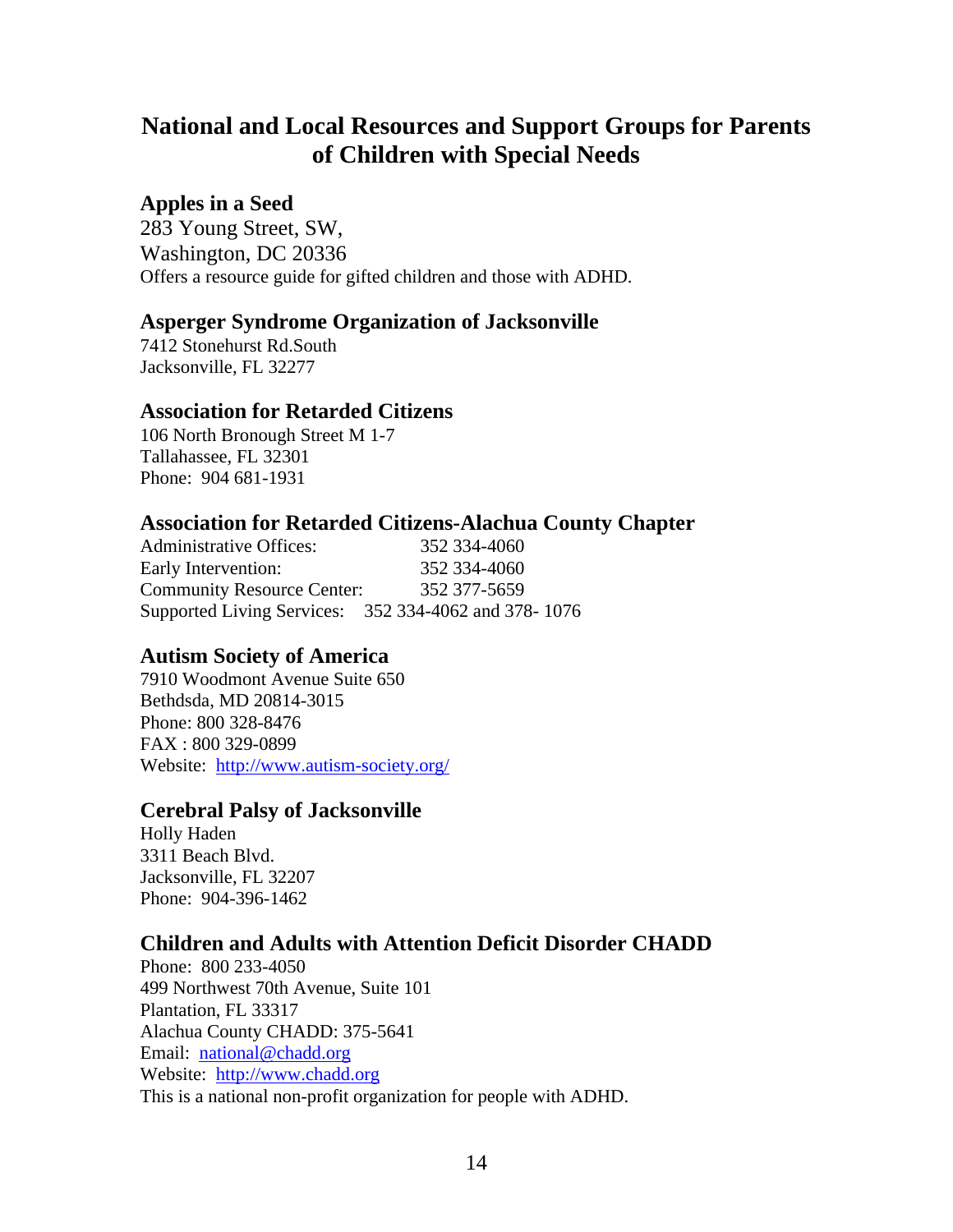# National and Local Resources and Support Groups for Parents of Children with Special Needs

### Apples in a Seed

283 Young Street, SW,
Washington, DC 20336
Offers a resource guide for gifted children and those with ADHD.

### Asperger Syndrome Organization of Jacksonville

7412 Stonehurst Rd.South
Jacksonville, FL 32277

### Association for Retarded Citizens

106 North Bronough Street M 1-7
Tallahassee, FL 32301
Phone: 904 681-1931

### Association for Retarded Citizens-Alachua County Chapter

| | |
|---|---|
| Administrative Offices: | 352 334-4060 |
| Early Intervention: | 352 334-4060 |
| Community Resource Center: | 352 377-5659 |
| Supported Living Services: | 352 334-4062 and 378- 1076 |

### Autism Society of America

7910 Woodmont Avenue Suite 650
Bethdsda, MD 20814-3015
Phone: 800 328-8476
FAX : 800 329-0899
Website: [http://www.autism-society.org/](http://www.autism-society.org/)

### Cerebral Palsy of Jacksonville

Holly Haden
3311 Beach Blvd.
Jacksonville, FL 32207
Phone: 904-396-1462

### Children and Adults with Attention Deficit Disorder CHADD

Phone: 800 233-4050
499 Northwest 70th Avenue, Suite 101
Plantation, FL 33317
Alachua County CHADD: 375-5641
Email: [national@chadd.org](mailto:national@chadd.org)
Website: [http://www.chadd.org](http://www.chadd.org)
This is a national non-profit organization for people with ADHD.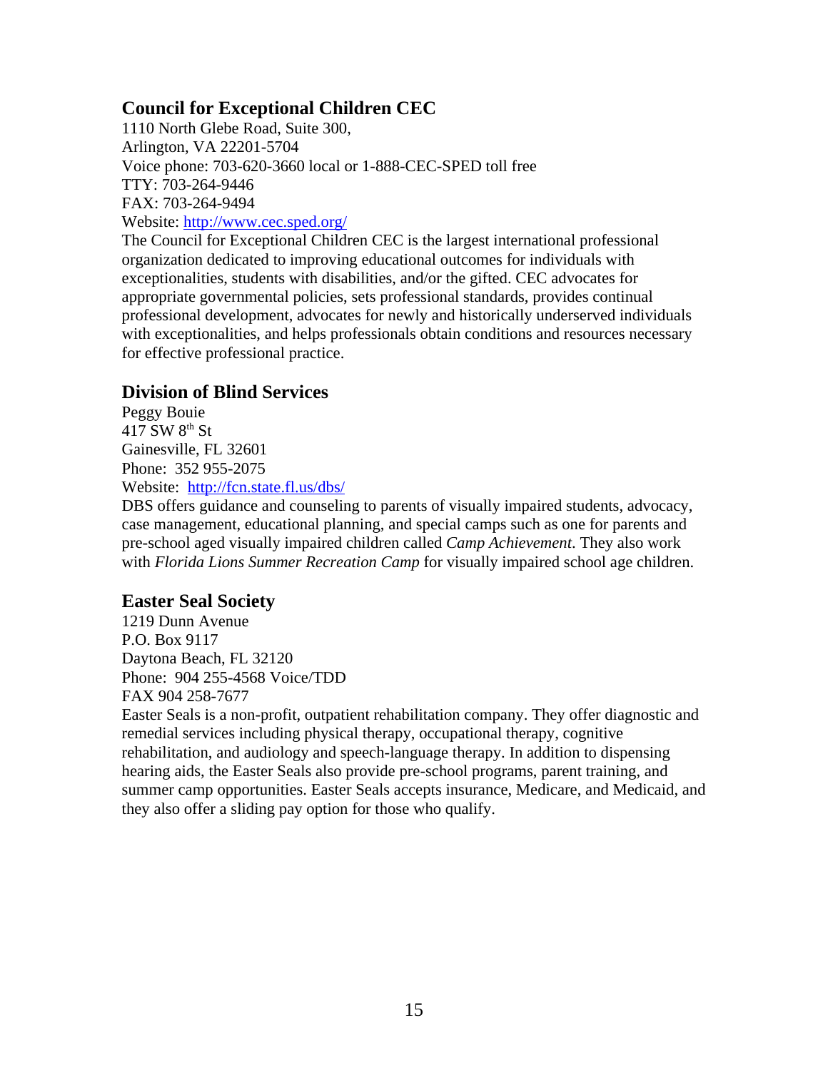## Council for Exceptional Children CEC

1110 North Glebe Road, Suite 300,
Arlington, VA 22201-5704
Voice phone: 703-620-3660 local or 1-888-CEC-SPED toll free
TTY: 703-264-9446
FAX: 703-264-9494
Website: [http://www.cec.sped.org/](http://www.cec.sped.org/)

The Council for Exceptional Children CEC is the largest international professional organization dedicated to improving educational outcomes for individuals with exceptionalities, students with disabilities, and/or the gifted. CEC advocates for appropriate governmental policies, sets professional standards, provides continual professional development, advocates for newly and historically underserved individuals with exceptionalities, and helps professionals obtain conditions and resources necessary for effective professional practice.

## Division of Blind Services

Peggy Bouie
417 SW 8th St
Gainesville, FL 32601
Phone: 352 955-2075
Website: [http://fcn.state.fl.us/dbs/](http://fcn.state.fl.us/dbs/)

DBS offers guidance and counseling to parents of visually impaired students, advocacy, case management, educational planning, and special camps such as one for parents and pre-school aged visually impaired children called *Camp Achievement*. They also work with *Florida Lions Summer Recreation Camp* for visually impaired school age children.

## Easter Seal Society

1219 Dunn Avenue
P.O. Box 9117
Daytona Beach, FL 32120
Phone: 904 255-4568 Voice/TDD
FAX 904 258-7677

Easter Seals is a non-profit, outpatient rehabilitation company. They offer diagnostic and remedial services including physical therapy, occupational therapy, cognitive rehabilitation, and audiology and speech-language therapy. In addition to dispensing hearing aids, the Easter Seals also provide pre-school programs, parent training, and summer camp opportunities. Easter Seals accepts insurance, Medicare, and Medicaid, and they also offer a sliding pay option for those who qualify.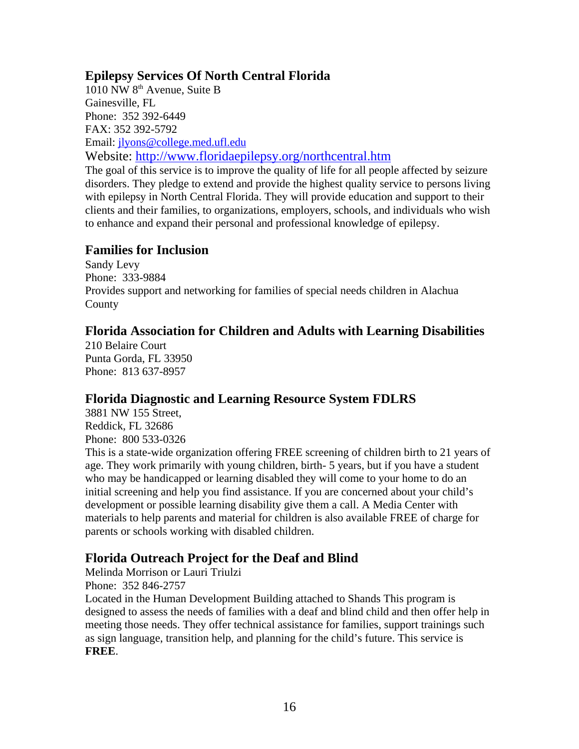## Epilepsy Services Of North Central Florida

1010 NW 8th Avenue, Suite B
Gainesville, FL
Phone: 352 392-6449
FAX: 352 392-5792
Email: jlyons@college.med.ufl.edu
Website: http://www.floridaepilepsy.org/northcentral.htm

The goal of this service is to improve the quality of life for all people affected by seizure disorders. They pledge to extend and provide the highest quality service to persons living with epilepsy in North Central Florida. They will provide education and support to their clients and their families, to organizations, employers, schools, and individuals who wish to enhance and expand their personal and professional knowledge of epilepsy.

## Families for Inclusion

Sandy Levy
Phone: 333-9884
Provides support and networking for families of special needs children in Alachua County

## Florida Association for Children and Adults with Learning Disabilities

210 Belaire Court
Punta Gorda, FL 33950
Phone: 813 637-8957

## Florida Diagnostic and Learning Resource System FDLRS

3881 NW 155 Street,
Reddick, FL 32686
Phone: 800 533-0326

This is a state-wide organization offering FREE screening of children birth to 21 years of age. They work primarily with young children, birth- 5 years, but if you have a student who may be handicapped or learning disabled they will come to your home to do an initial screening and help you find assistance. If you are concerned about your child's development or possible learning disability give them a call. A Media Center with materials to help parents and material for children is also available FREE of charge for parents or schools working with disabled children.

## Florida Outreach Project for the Deaf and Blind

Melinda Morrison or Lauri Triulzi
Phone: 352 846-2757

Located in the Human Development Building attached to Shands This program is designed to assess the needs of families with a deaf and blind child and then offer help in meeting those needs. They offer technical assistance for families, support trainings such as sign language, transition help, and planning for the child's future. This service is **FREE**.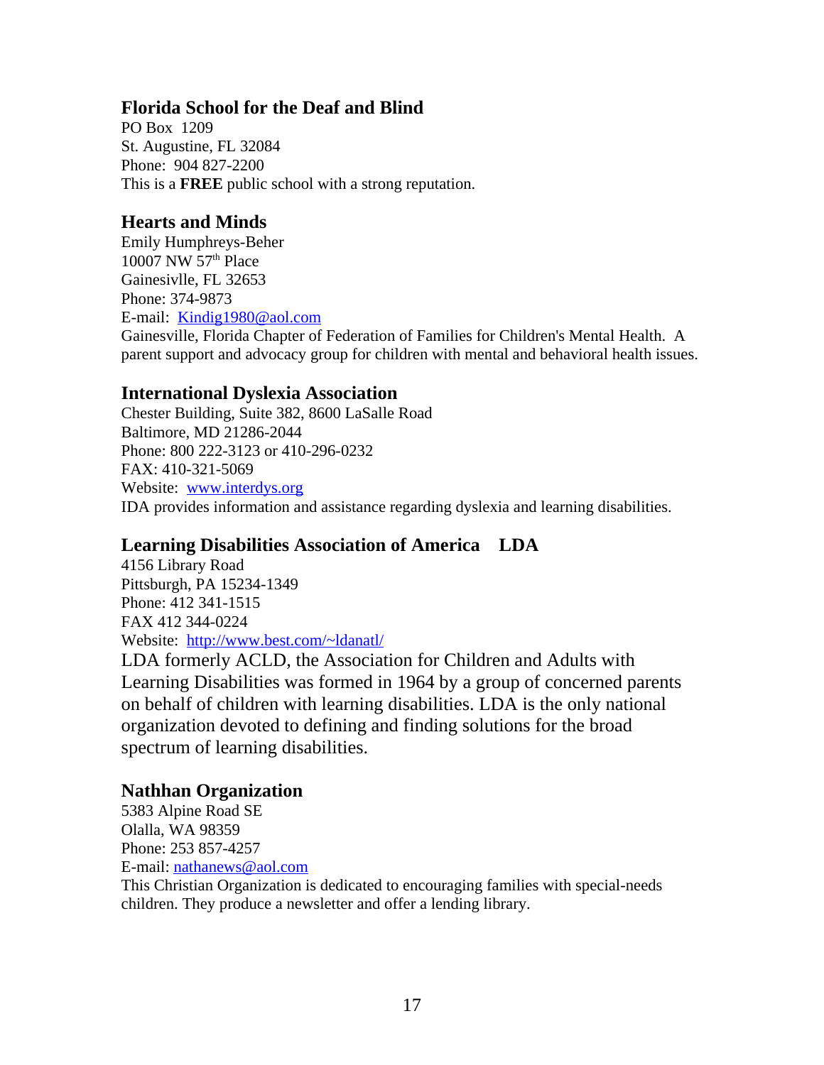### Florida School for the Deaf and Blind

PO Box 1209
St. Augustine, FL 32084
Phone: 904 827-2200
This is a **FREE** public school with a strong reputation.

### Hearts and Minds

Emily Humphreys-Beher
10007 NW 57th Place
Gainesivlle, FL 32653
Phone: 374-9873
E-mail: Kindig1980@aol.com
Gainesville, Florida Chapter of Federation of Families for Children's Mental Health. A parent support and advocacy group for children with mental and behavioral health issues.

### International Dyslexia Association

Chester Building, Suite 382, 8600 LaSalle Road
Baltimore, MD 21286-2044
Phone: 800 222-3123 or 410-296-0232
FAX: 410-321-5069
Website: www.interdys.org
IDA provides information and assistance regarding dyslexia and learning disabilities.

### Learning Disabilities Association of America LDA

4156 Library Road
Pittsburgh, PA 15234-1349
Phone: 412 341-1515
FAX 412 344-0224
Website: http://www.best.com/~ldanatl/
LDA formerly ACLD, the Association for Children and Adults with Learning Disabilities was formed in 1964 by a group of concerned parents on behalf of children with learning disabilities. LDA is the only national organization devoted to defining and finding solutions for the broad spectrum of learning disabilities.

### Nathhan Organization

5383 Alpine Road SE
Olalla, WA 98359
Phone: 253 857-4257
E-mail: nathanews@aol.com
This Christian Organization is dedicated to encouraging families with special-needs children. They produce a newsletter and offer a lending library.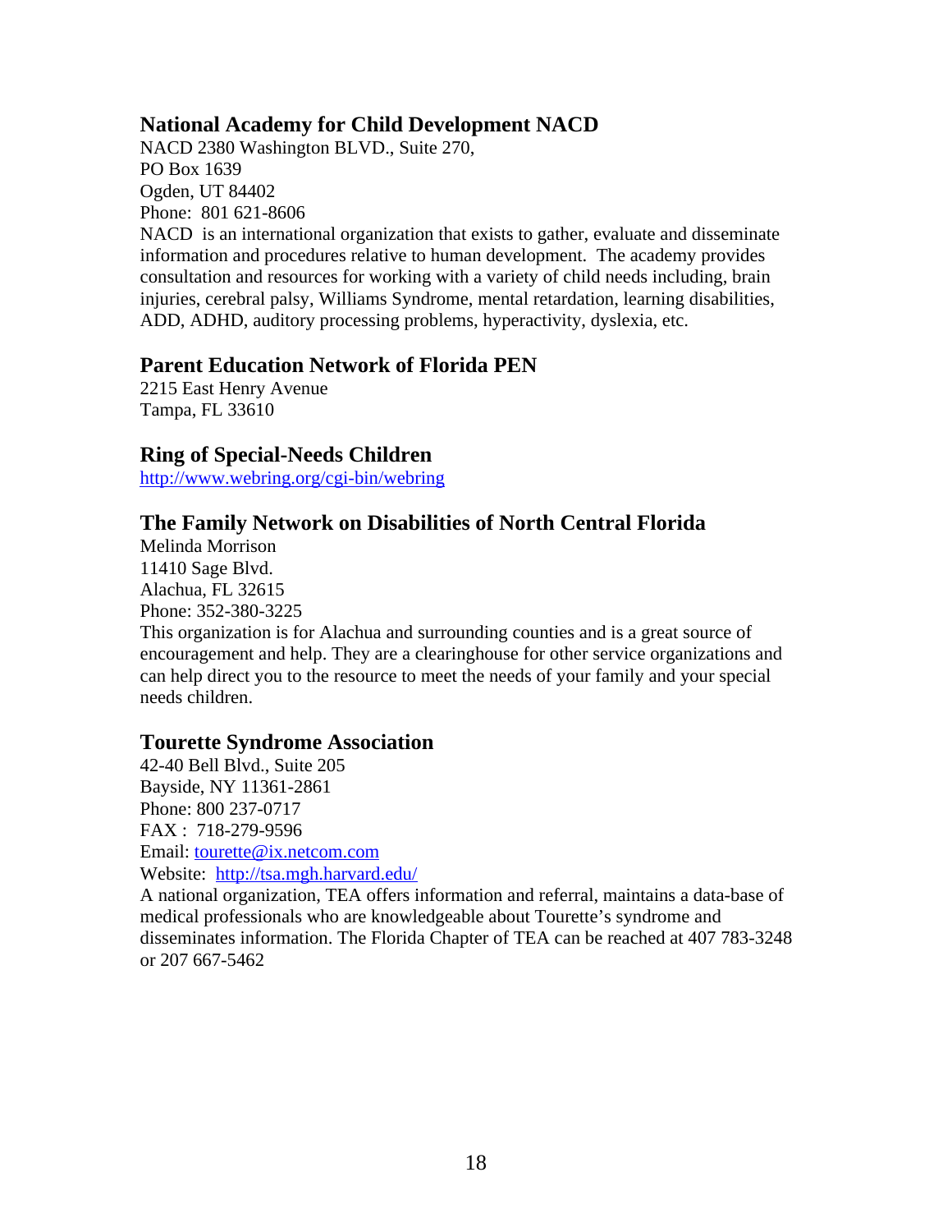## National Academy for Child Development NACD

NACD 2380 Washington BLVD., Suite 270,
PO Box 1639
Ogden, UT 84402
Phone: 801 621-8606
NACD is an international organization that exists to gather, evaluate and disseminate information and procedures relative to human development. The academy provides consultation and resources for working with a variety of child needs including, brain injuries, cerebral palsy, Williams Syndrome, mental retardation, learning disabilities, ADD, ADHD, auditory processing problems, hyperactivity, dyslexia, etc.

## Parent Education Network of Florida PEN

2215 East Henry Avenue
Tampa, FL 33610

## Ring of Special-Needs Children

http://www.webring.org/cgi-bin/webring

## The Family Network on Disabilities of North Central Florida

Melinda Morrison
11410 Sage Blvd.
Alachua, FL 32615
Phone: 352-380-3225
This organization is for Alachua and surrounding counties and is a great source of encouragement and help. They are a clearinghouse for other service organizations and can help direct you to the resource to meet the needs of your family and your special needs children.

## Tourette Syndrome Association

42-40 Bell Blvd., Suite 205
Bayside, NY 11361-2861
Phone: 800 237-0717
FAX : 718-279-9596
Email: tourette@ix.netcom.com
Website: http://tsa.mgh.harvard.edu/
A national organization, TEA offers information and referral, maintains a data-base of medical professionals who are knowledgeable about Tourette's syndrome and disseminates information. The Florida Chapter of TEA can be reached at 407 783-3248 or 207 667-5462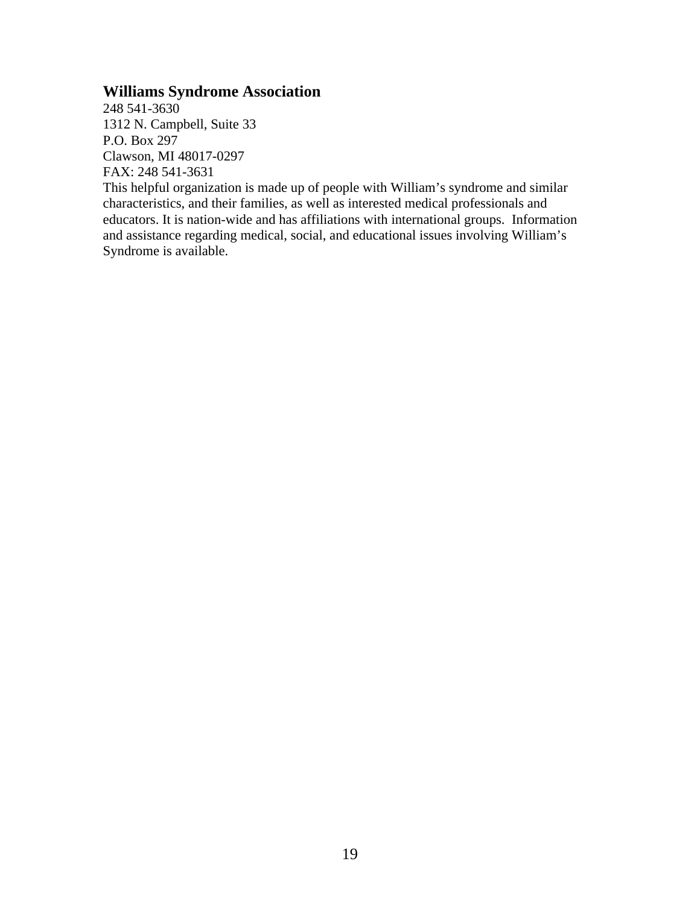### Williams Syndrome Association

248 541-3630
1312 N. Campbell, Suite 33
P.O. Box 297
Clawson, MI 48017-0297
FAX: 248 541-3631
This helpful organization is made up of people with William's syndrome and similar characteristics, and their families, as well as interested medical professionals and educators. It is nation-wide and has affiliations with international groups. Information and assistance regarding medical, social, and educational issues involving William's Syndrome is available.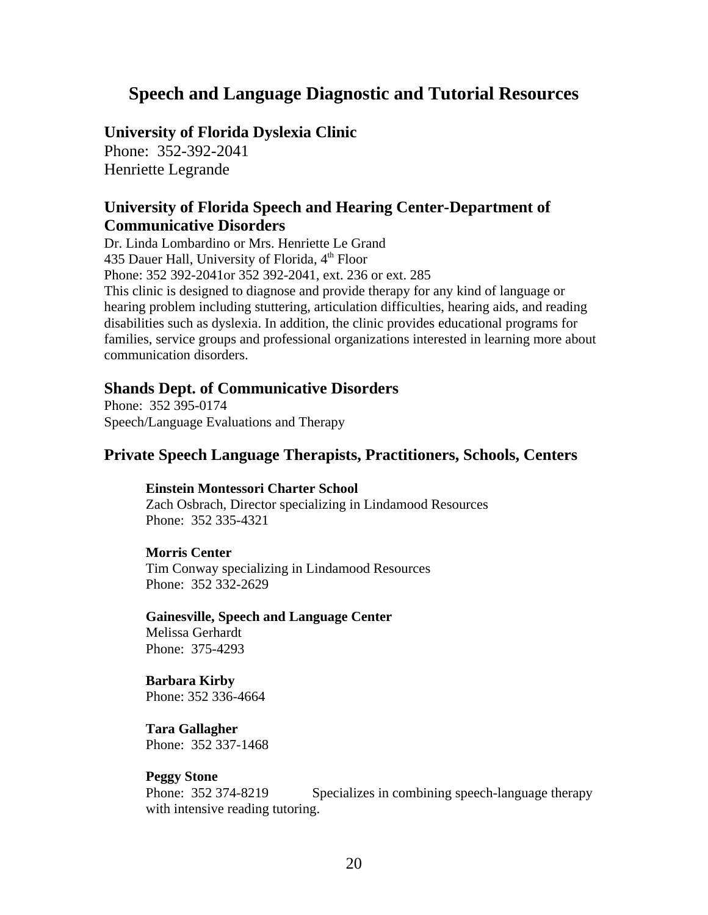# Speech and Language Diagnostic and Tutorial Resources

## University of Florida Dyslexia Clinic

Phone: 352-392-2041
Henriette Legrande

## University of Florida Speech and Hearing Center-Department of Communicative Disorders

Dr. Linda Lombardino or Mrs. Henriette Le Grand
435 Dauer Hall, University of Florida, 4th Floor
Phone: 352 392-2041or 352 392-2041, ext. 236 or ext. 285
This clinic is designed to diagnose and provide therapy for any kind of language or hearing problem including stuttering, articulation difficulties, hearing aids, and reading disabilities such as dyslexia. In addition, the clinic provides educational programs for families, service groups and professional organizations interested in learning more about communication disorders.

## Shands Dept. of Communicative Disorders

Phone: 352 395-0174
Speech/Language Evaluations and Therapy

## Private Speech Language Therapists, Practitioners, Schools, Centers

**Einstein Montessori Charter School**
Zach Osbrach, Director specializing in Lindamood Resources
Phone: 352 335-4321

**Morris Center**
Tim Conway specializing in Lindamood Resources
Phone: 352 332-2629

**Gainesville, Speech and Language Center**
Melissa Gerhardt
Phone: 375-4293

**Barbara Kirby**
Phone: 352 336-4664

**Tara Gallagher**
Phone: 352 337-1468

**Peggy Stone**
Phone: 352 374-8219 Specializes in combining speech-language therapy with intensive reading tutoring.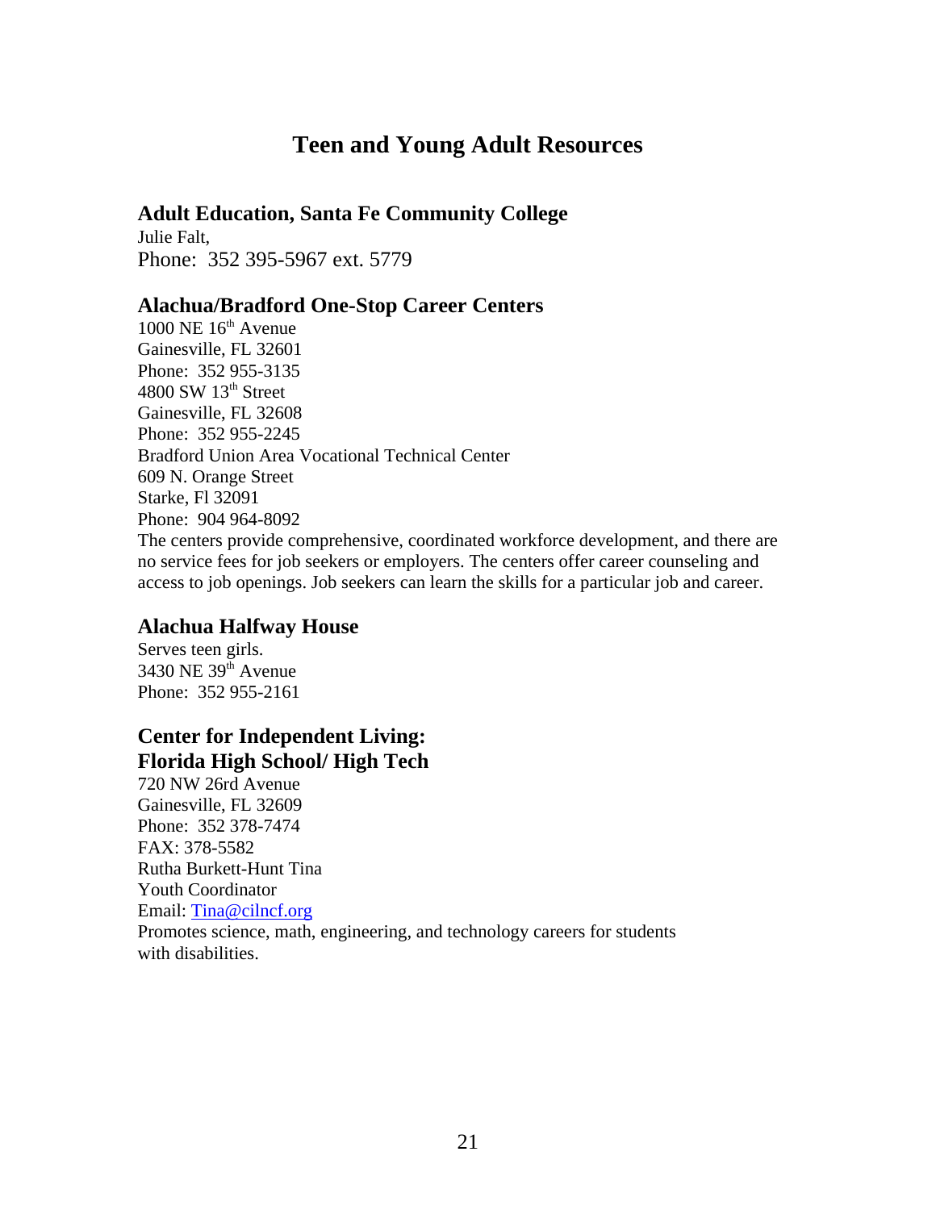# Teen and Young Adult Resources

### Adult Education, Santa Fe Community College

Julie Falt,
Phone: 352 395-5967 ext. 5779

### Alachua/Bradford One-Stop Career Centers

1000 NE 16th Avenue
Gainesville, FL 32601
Phone: 352 955-3135
4800 SW 13th Street
Gainesville, FL 32608
Phone: 352 955-2245
Bradford Union Area Vocational Technical Center
609 N. Orange Street
Starke, Fl 32091
Phone: 904 964-8092
The centers provide comprehensive, coordinated workforce development, and there are no service fees for job seekers or employers. The centers offer career counseling and access to job openings. Job seekers can learn the skills for a particular job and career.

### Alachua Halfway House

Serves teen girls.
3430 NE 39th Avenue
Phone: 352 955-2161

### Center for Independent Living: Florida High School/ High Tech

720 NW 26rd Avenue
Gainesville, FL 32609
Phone: 352 378-7474
FAX: 378-5582
Rutha Burkett-Hunt Tina
Youth Coordinator
Email: Tina@cilncf.org
Promotes science, math, engineering, and technology careers for students with disabilities.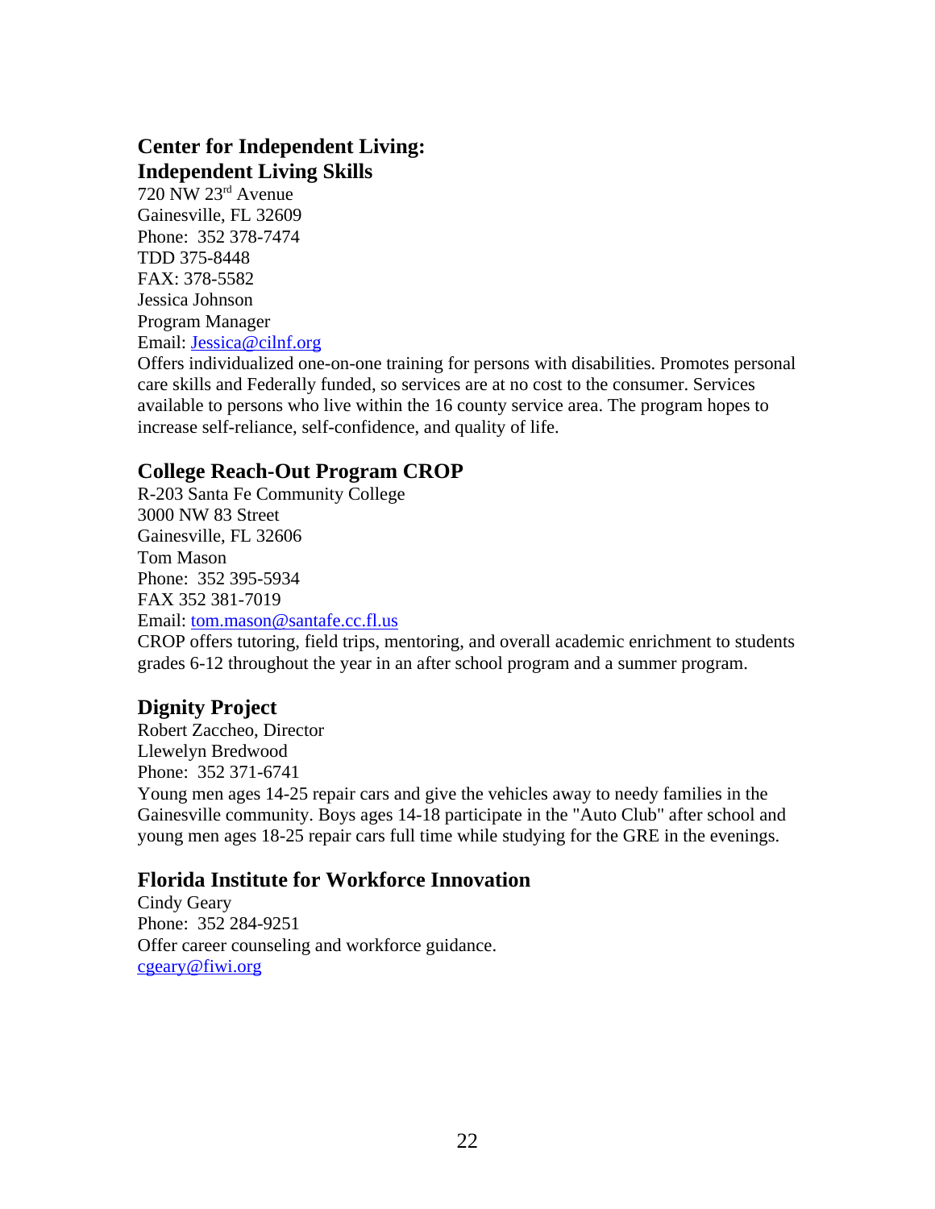## Center for Independent Living: Independent Living Skills

720 NW 23rd Avenue
Gainesville, FL 32609
Phone: 352 378-7474
TDD 375-8448
FAX: 378-5582
Jessica Johnson
Program Manager
Email: Jessica@cilnf.org
Offers individualized one-on-one training for persons with disabilities. Promotes personal care skills and Federally funded, so services are at no cost to the consumer. Services available to persons who live within the 16 county service area. The program hopes to increase self-reliance, self-confidence, and quality of life.

## College Reach-Out Program CROP

R-203 Santa Fe Community College
3000 NW 83 Street
Gainesville, FL 32606
Tom Mason
Phone: 352 395-5934
FAX 352 381-7019
Email: tom.mason@santafe.cc.fl.us
CROP offers tutoring, field trips, mentoring, and overall academic enrichment to students grades 6-12 throughout the year in an after school program and a summer program.

## Dignity Project

Robert Zaccheo, Director
Llewelyn Bredwood
Phone: 352 371-6741
Young men ages 14-25 repair cars and give the vehicles away to needy families in the Gainesville community. Boys ages 14-18 participate in the "Auto Club" after school and young men ages 18-25 repair cars full time while studying for the GRE in the evenings.

## Florida Institute for Workforce Innovation

Cindy Geary
Phone: 352 284-9251
Offer career counseling and workforce guidance.
cgeary@fiwi.org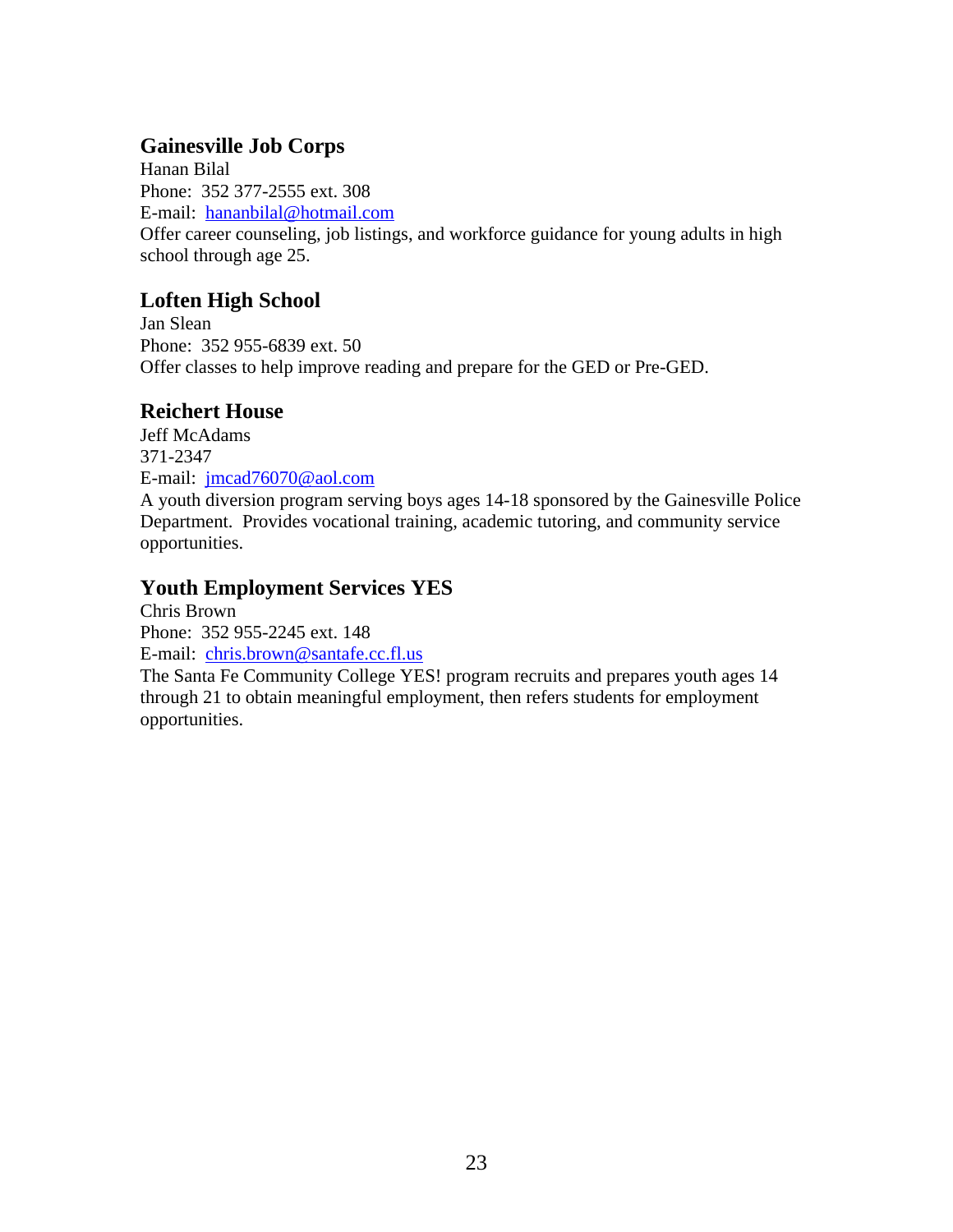### Gainesville Job Corps

Hanan Bilal
Phone: 352 377-2555 ext. 308
E-mail: hananbilal@hotmail.com
Offer career counseling, job listings, and workforce guidance for young adults in high school through age 25.

### Loften High School

Jan Slean
Phone: 352 955-6839 ext. 50
Offer classes to help improve reading and prepare for the GED or Pre-GED.

### Reichert House

Jeff McAdams
371-2347
E-mail: jmcad76070@aol.com
A youth diversion program serving boys ages 14-18 sponsored by the Gainesville Police Department. Provides vocational training, academic tutoring, and community service opportunities.

### Youth Employment Services YES

Chris Brown
Phone: 352 955-2245 ext. 148
E-mail: chris.brown@santafe.cc.fl.us
The Santa Fe Community College YES! program recruits and prepares youth ages 14 through 21 to obtain meaningful employment, then refers students for employment opportunities.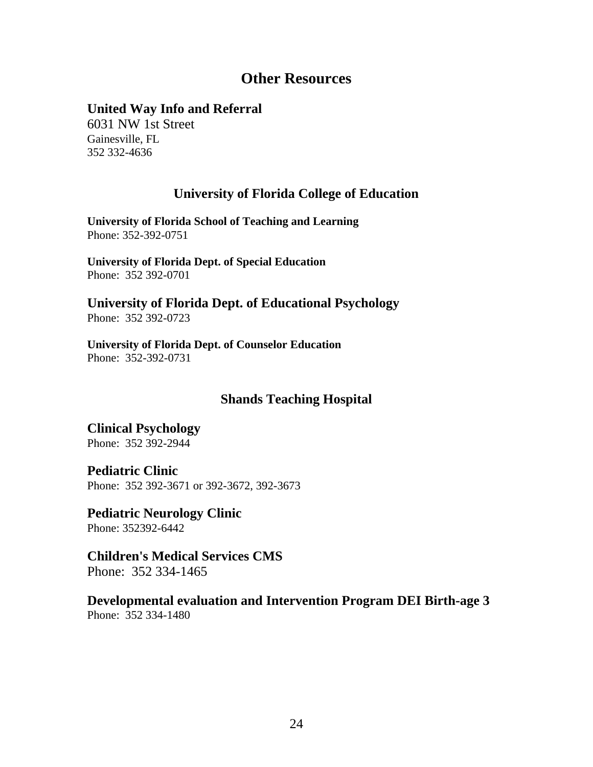# Other Resources

### United Way Info and Referral

6031 NW 1st Street
Gainesville, FL
352 332-4636

## University of Florida College of Education

**University of Florida School of Teaching and Learning**
Phone: 352-392-0751

**University of Florida Dept. of Special Education**
Phone: 352 392-0701

### University of Florida Dept. of Educational Psychology

Phone: 352 392-0723

**University of Florida Dept. of Counselor Education**
Phone: 352-392-0731

## Shands Teaching Hospital

### Clinical Psychology

Phone: 352 392-2944

### Pediatric Clinic

Phone: 352 392-3671 or 392-3672, 392-3673

### Pediatric Neurology Clinic

Phone: 352392-6442

### Children's Medical Services CMS

Phone: 352 334-1465

### Developmental evaluation and Intervention Program DEI Birth-age 3

Phone: 352 334-1480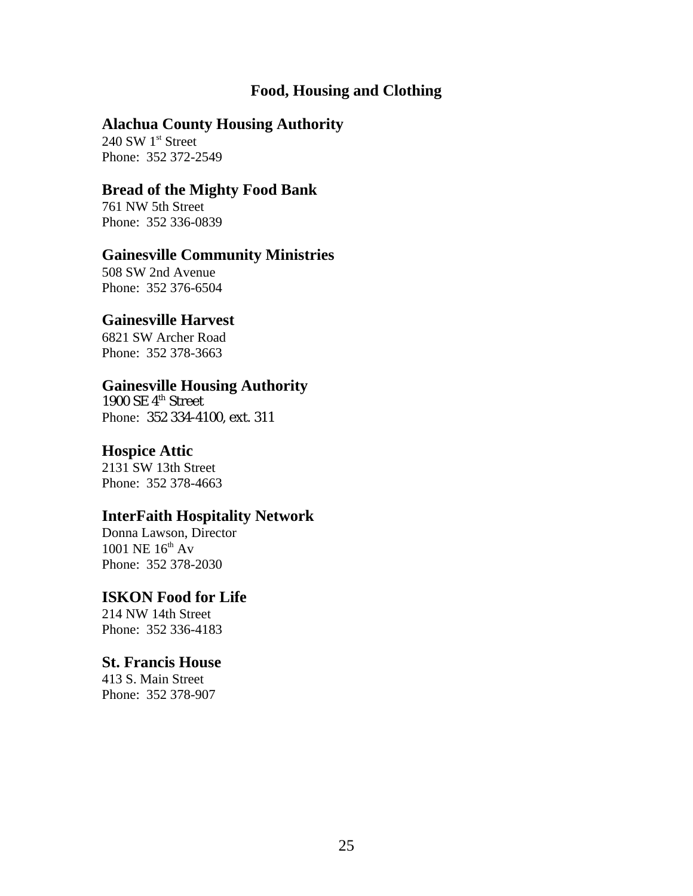## Food, Housing and Clothing

### Alachua County Housing Authority
240 SW 1st Street
Phone: 352 372-2549

### Bread of the Mighty Food Bank
761 NW 5th Street
Phone: 352 336-0839

### Gainesville Community Ministries
508 SW 2nd Avenue
Phone: 352 376-6504

### Gainesville Harvest
6821 SW Archer Road
Phone: 352 378-3663

### Gainesville Housing Authority
1900 SE 4th Street
Phone: 352 334-4100, ext. 311

### Hospice Attic
2131 SW 13th Street
Phone: 352 378-4663

### InterFaith Hospitality Network
Donna Lawson, Director
1001 NE 16th Av
Phone: 352 378-2030

### ISKON Food for Life
214 NW 14th Street
Phone: 352 336-4183

### St. Francis House
413 S. Main Street
Phone: 352 378-907